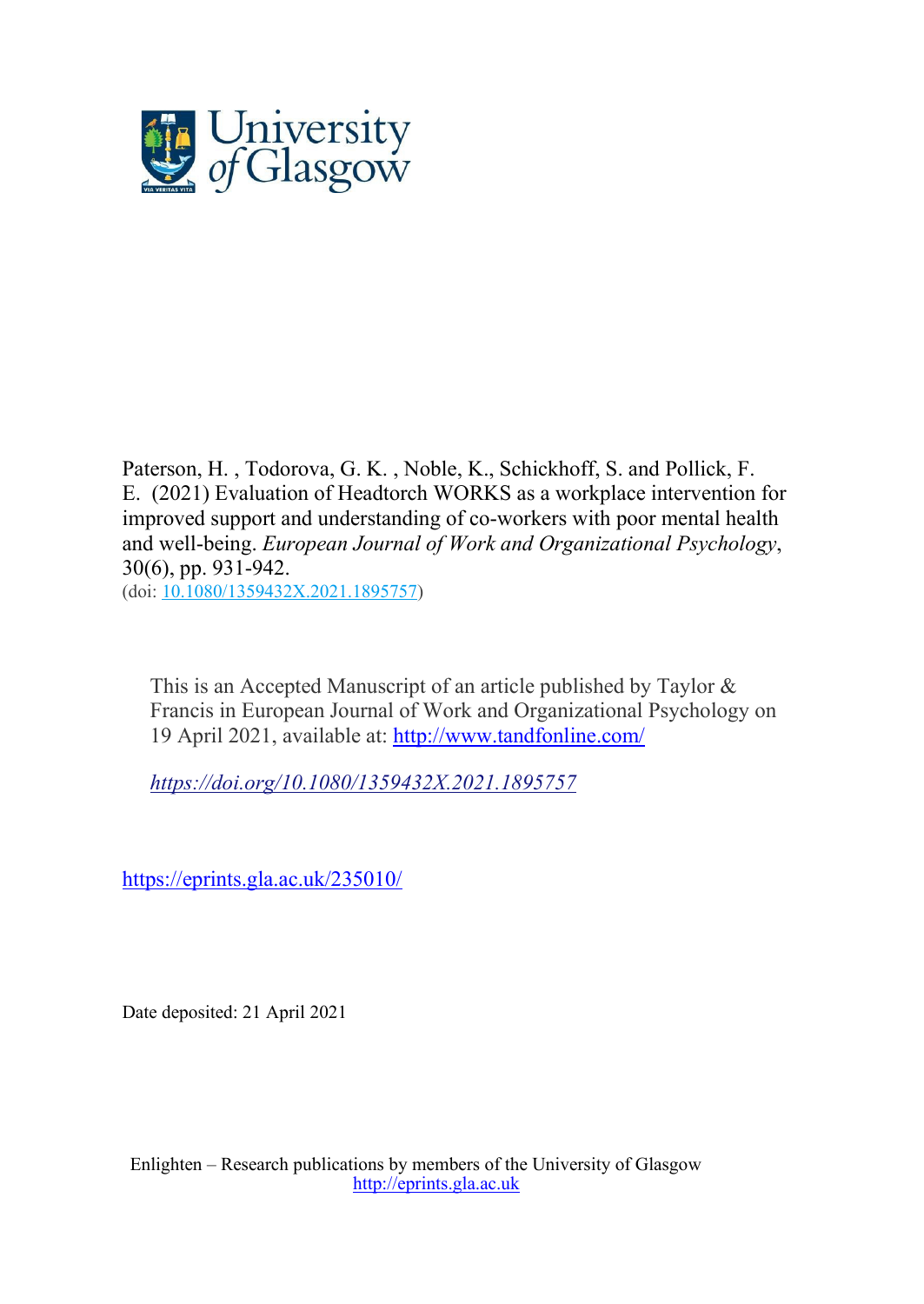Paterson, H. , Todorova, G. K. , Noble, K., Schickhoff, S. and Pollick, F. E. (2021) Evaluation of Headtorch WORKS as a workplace intervention for improved support and understanding of co-workers with poor mental health and well-being. *European Journal of Work and Organizational Psychology*, 30(6), pp. 931-942.
(doi: [10.1080/1359432X.2021.1895757](https://doi.org/10.1080/1359432X.2021.1895757))

This is an Accepted Manuscript of an article published by Taylor & Francis in European Journal of Work and Organizational Psychology on 19 April 2021, available at: [http://www.tandfonline.com/](http://www.tandfonline.com/)

*[https://doi.org/10.1080/1359432X.2021.1895757](https://doi.org/10.1080/1359432X.2021.1895757)*

[https://eprints.gla.ac.uk/235010/](https://eprints.gla.ac.uk/235010/)

Date deposited: 21 April 2021

Enlighten – Research publications by members of the University of Glasgow
[http://eprints.gla.ac.uk](http://eprints.gla.ac.uk)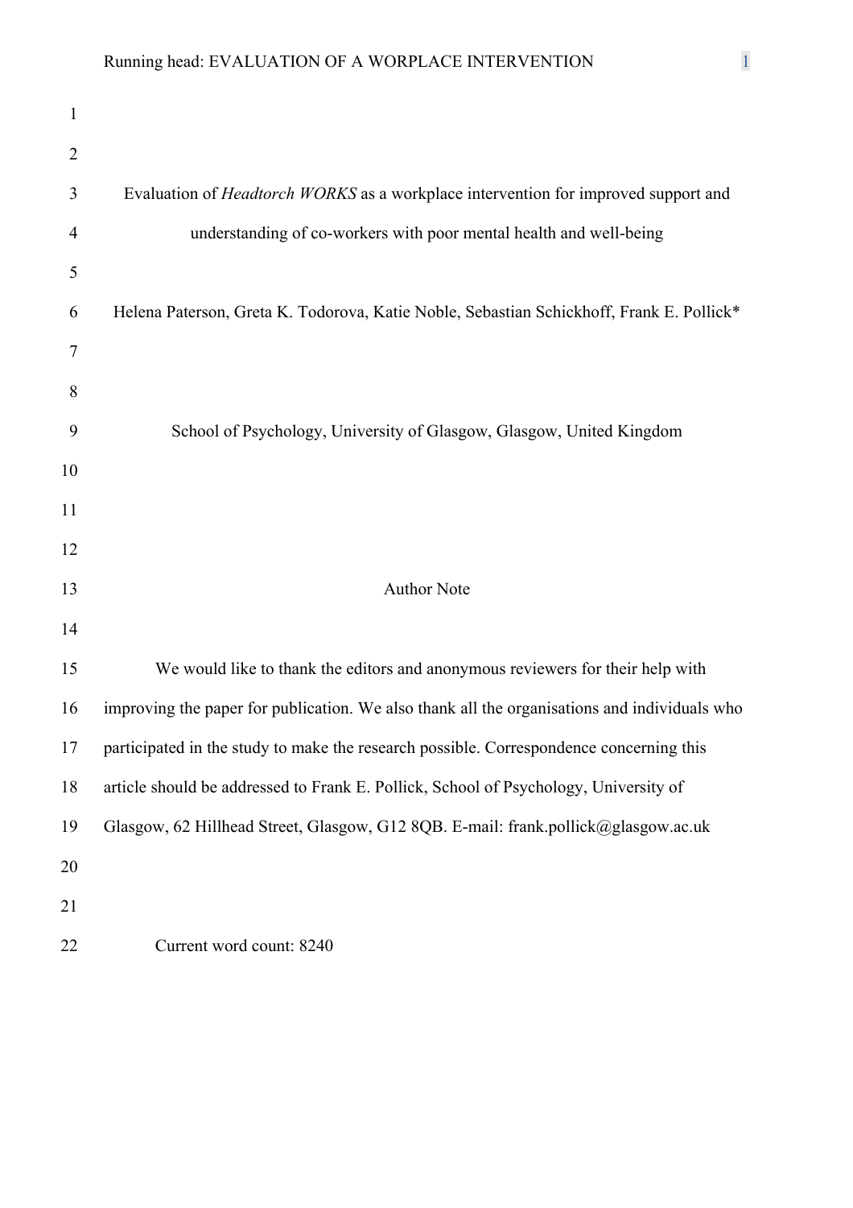# Evaluation of *Headtorch WORKS* as a workplace intervention for improved support and understanding of co-workers with poor mental health and well-being

Helena Paterson, Greta K. Todorova, Katie Noble, Sebastian Schickhoff, Frank E. Pollick*

School of Psychology, University of Glasgow, Glasgow, United Kingdom

## Author Note

We would like to thank the editors and anonymous reviewers for their help with improving the paper for publication. We also thank all the organisations and individuals who participated in the study to make the research possible. Correspondence concerning this article should be addressed to Frank E. Pollick, School of Psychology, University of Glasgow, 62 Hillhead Street, Glasgow, G12 8QB. E-mail: frank.pollick@glasgow.ac.uk

Current word count: 8240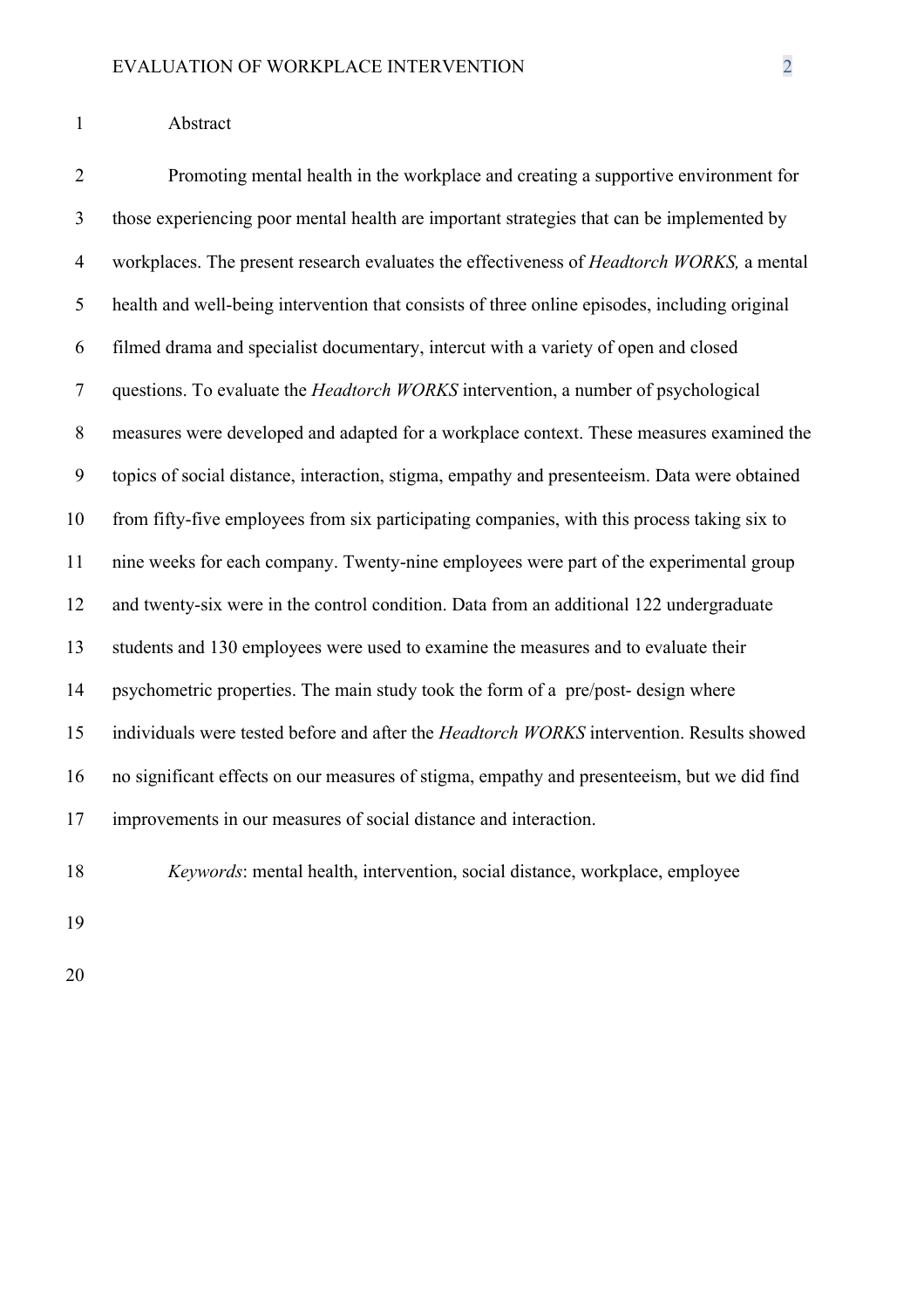## Abstract

Promoting mental health in the workplace and creating a supportive environment for those experiencing poor mental health are important strategies that can be implemented by workplaces. The present research evaluates the effectiveness of *Headtorch WORKS,* a mental health and well-being intervention that consists of three online episodes, including original filmed drama and specialist documentary, intercut with a variety of open and closed questions. To evaluate the *Headtorch WORKS* intervention, a number of psychological measures were developed and adapted for a workplace context. These measures examined the topics of social distance, interaction, stigma, empathy and presenteeism. Data were obtained from fifty-five employees from six participating companies, with this process taking six to nine weeks for each company. Twenty-nine employees were part of the experimental group and twenty-six were in the control condition. Data from an additional 122 undergraduate students and 130 employees were used to examine the measures and to evaluate their psychometric properties. The main study took the form of a pre/post- design where individuals were tested before and after the *Headtorch WORKS* intervention. Results showed no significant effects on our measures of stigma, empathy and presenteeism, but we did find improvements in our measures of social distance and interaction.

*Keywords*: mental health, intervention, social distance, workplace, employee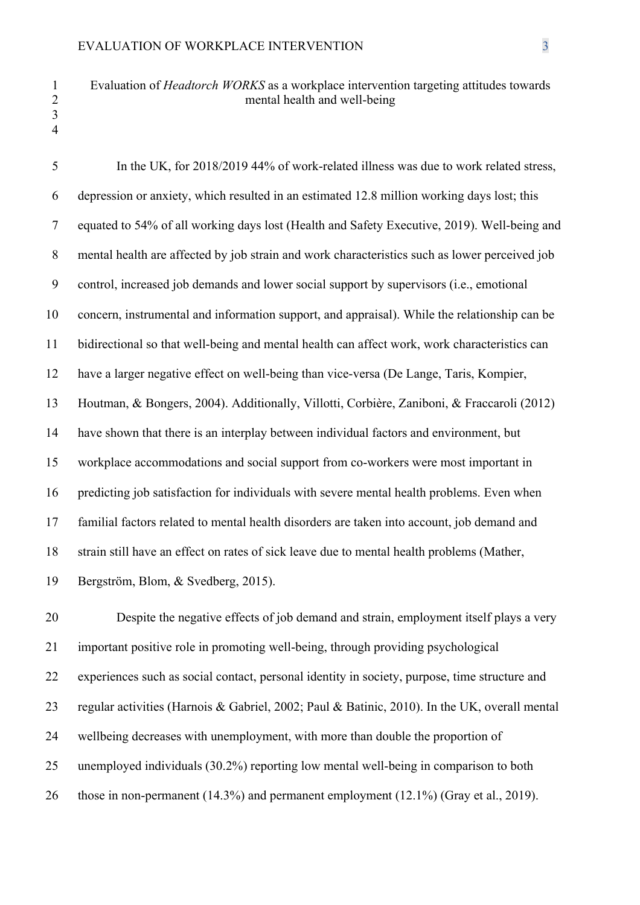# Evaluation of *Headtorch WORKS* as a workplace intervention targeting attitudes towards mental health and well-being

In the UK, for 2018/2019 44% of work-related illness was due to work related stress, depression or anxiety, which resulted in an estimated 12.8 million working days lost; this equated to 54% of all working days lost (Health and Safety Executive, 2019). Well-being and mental health are affected by job strain and work characteristics such as lower perceived job control, increased job demands and lower social support by supervisors (i.e., emotional concern, instrumental and information support, and appraisal). While the relationship can be bidirectional so that well-being and mental health can affect work, work characteristics can have a larger negative effect on well-being than vice-versa (De Lange, Taris, Kompier, Houtman, & Bongers, 2004). Additionally, Villotti, Corbière, Zaniboni, & Fraccaroli (2012) have shown that there is an interplay between individual factors and environment, but workplace accommodations and social support from co-workers were most important in predicting job satisfaction for individuals with severe mental health problems. Even when familial factors related to mental health disorders are taken into account, job demand and strain still have an effect on rates of sick leave due to mental health problems (Mather, Bergström, Blom, & Svedberg, 2015).

Despite the negative effects of job demand and strain, employment itself plays a very important positive role in promoting well-being, through providing psychological experiences such as social contact, personal identity in society, purpose, time structure and regular activities (Harnois & Gabriel, 2002; Paul & Batinic, 2010). In the UK, overall mental wellbeing decreases with unemployment, with more than double the proportion of unemployed individuals (30.2%) reporting low mental well-being in comparison to both those in non-permanent (14.3%) and permanent employment (12.1%) (Gray et al., 2019).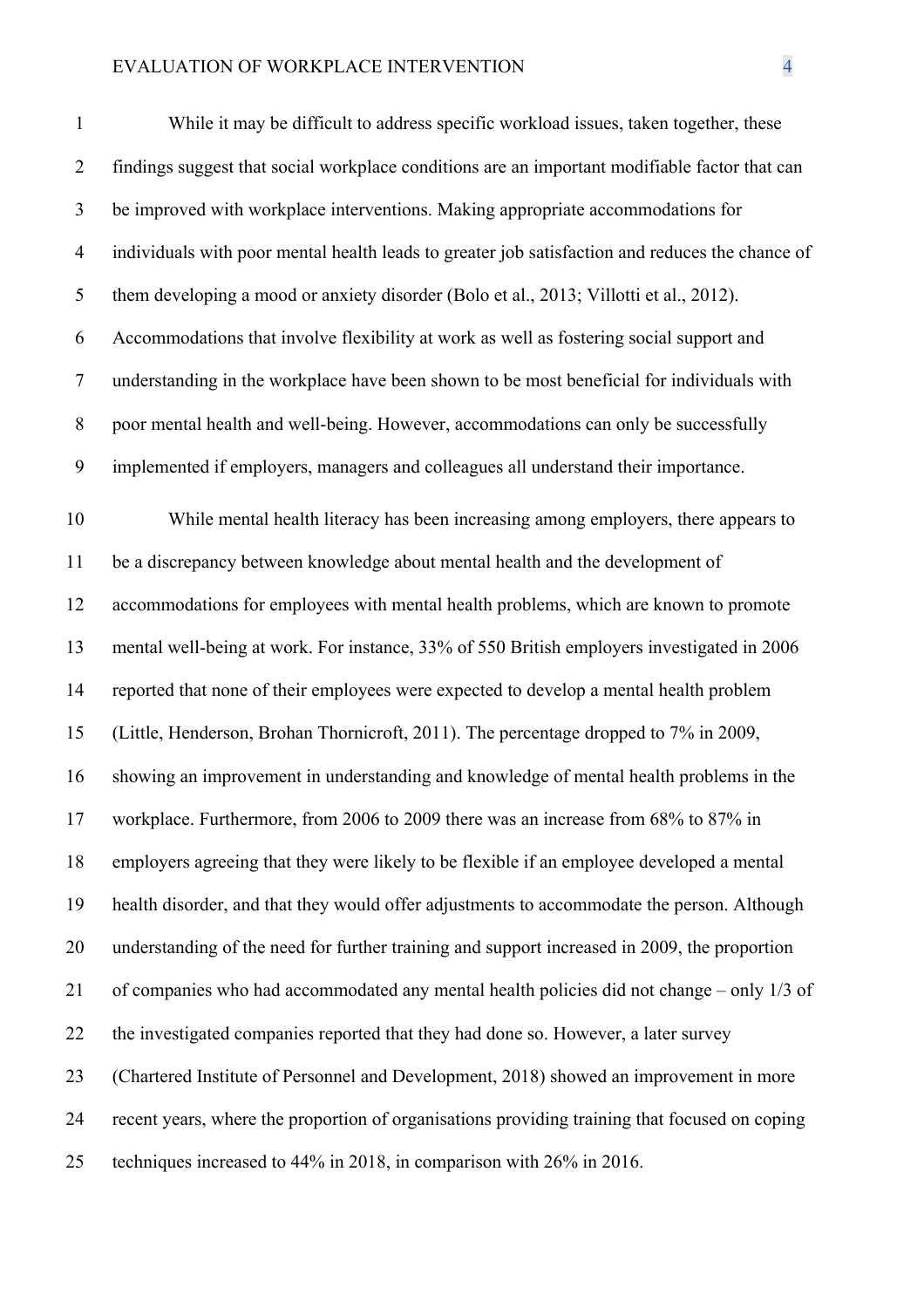While it may be difficult to address specific workload issues, taken together, these findings suggest that social workplace conditions are an important modifiable factor that can be improved with workplace interventions. Making appropriate accommodations for individuals with poor mental health leads to greater job satisfaction and reduces the chance of them developing a mood or anxiety disorder (Bolo et al., 2013; Villotti et al., 2012). Accommodations that involve flexibility at work as well as fostering social support and understanding in the workplace have been shown to be most beneficial for individuals with poor mental health and well-being. However, accommodations can only be successfully implemented if employers, managers and colleagues all understand their importance.

While mental health literacy has been increasing among employers, there appears to be a discrepancy between knowledge about mental health and the development of accommodations for employees with mental health problems, which are known to promote mental well-being at work. For instance, 33% of 550 British employers investigated in 2006 reported that none of their employees were expected to develop a mental health problem (Little, Henderson, Brohan Thornicroft, 2011). The percentage dropped to 7% in 2009, showing an improvement in understanding and knowledge of mental health problems in the workplace. Furthermore, from 2006 to 2009 there was an increase from 68% to 87% in employers agreeing that they were likely to be flexible if an employee developed a mental health disorder, and that they would offer adjustments to accommodate the person. Although understanding of the need for further training and support increased in 2009, the proportion of companies who had accommodated any mental health policies did not change – only 1/3 of the investigated companies reported that they had done so. However, a later survey (Chartered Institute of Personnel and Development, 2018) showed an improvement in more recent years, where the proportion of organisations providing training that focused on coping techniques increased to 44% in 2018, in comparison with 26% in 2016.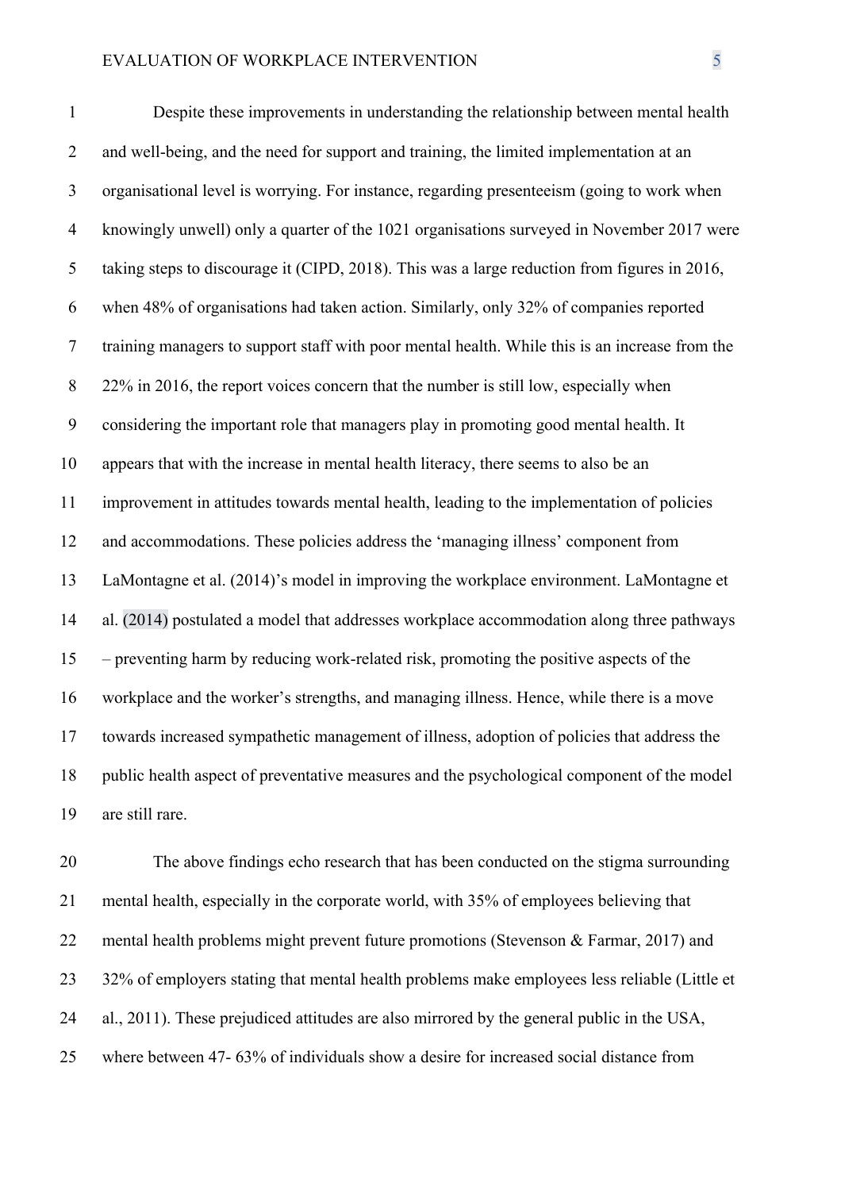Despite these improvements in understanding the relationship between mental health and well-being, and the need for support and training, the limited implementation at an organisational level is worrying. For instance, regarding presenteeism (going to work when knowingly unwell) only a quarter of the 1021 organisations surveyed in November 2017 were taking steps to discourage it (CIPD, 2018). This was a large reduction from figures in 2016, when 48% of organisations had taken action. Similarly, only 32% of companies reported training managers to support staff with poor mental health. While this is an increase from the 22% in 2016, the report voices concern that the number is still low, especially when considering the important role that managers play in promoting good mental health. It appears that with the increase in mental health literacy, there seems to also be an improvement in attitudes towards mental health, leading to the implementation of policies and accommodations. These policies address the 'managing illness' component from LaMontagne et al. (2014)'s model in improving the workplace environment. LaMontagne et al. (2014) postulated a model that addresses workplace accommodation along three pathways – preventing harm by reducing work-related risk, promoting the positive aspects of the workplace and the worker's strengths, and managing illness. Hence, while there is a move towards increased sympathetic management of illness, adoption of policies that address the public health aspect of preventative measures and the psychological component of the model are still rare.

The above findings echo research that has been conducted on the stigma surrounding mental health, especially in the corporate world, with 35% of employees believing that mental health problems might prevent future promotions (Stevenson & Farmar, 2017) and 32% of employers stating that mental health problems make employees less reliable (Little et al., 2011). These prejudiced attitudes are also mirrored by the general public in the USA, where between 47- 63% of individuals show a desire for increased social distance from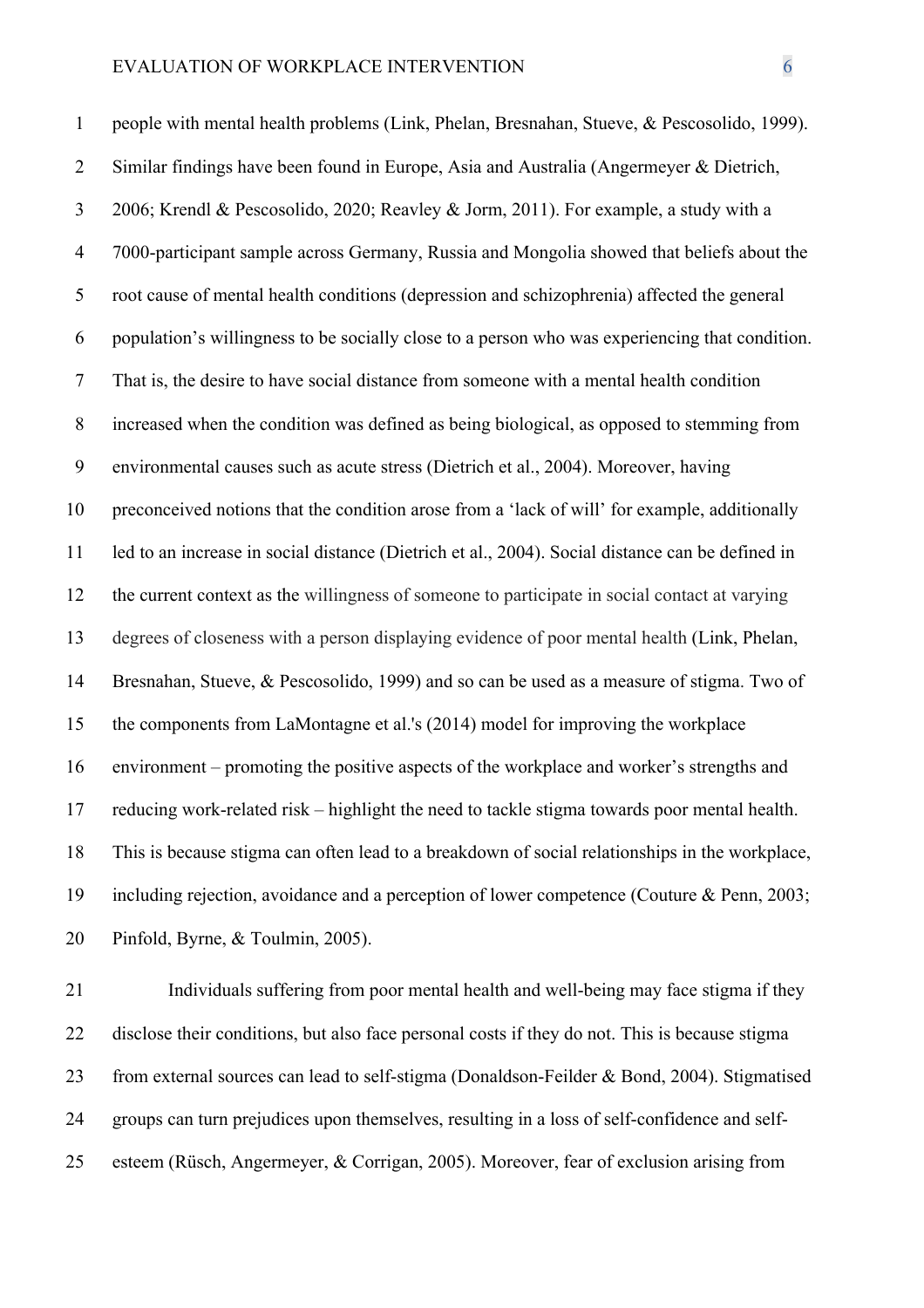people with mental health problems (Link, Phelan, Bresnahan, Stueve, & Pescosolido, 1999). Similar findings have been found in Europe, Asia and Australia (Angermeyer & Dietrich, 2006; Krendl & Pescosolido, 2020; Reavley & Jorm, 2011). For example, a study with a 7000-participant sample across Germany, Russia and Mongolia showed that beliefs about the root cause of mental health conditions (depression and schizophrenia) affected the general population's willingness to be socially close to a person who was experiencing that condition. That is, the desire to have social distance from someone with a mental health condition increased when the condition was defined as being biological, as opposed to stemming from environmental causes such as acute stress (Dietrich et al., 2004). Moreover, having preconceived notions that the condition arose from a 'lack of will' for example, additionally led to an increase in social distance (Dietrich et al., 2004). Social distance can be defined in the current context as the willingness of someone to participate in social contact at varying degrees of closeness with a person displaying evidence of poor mental health (Link, Phelan, Bresnahan, Stueve, & Pescosolido, 1999) and so can be used as a measure of stigma. Two of the components from LaMontagne et al.'s (2014) model for improving the workplace environment – promoting the positive aspects of the workplace and worker's strengths and reducing work-related risk – highlight the need to tackle stigma towards poor mental health. This is because stigma can often lead to a breakdown of social relationships in the workplace, including rejection, avoidance and a perception of lower competence (Couture & Penn, 2003; Pinfold, Byrne, & Toulmin, 2005).

Individuals suffering from poor mental health and well-being may face stigma if they disclose their conditions, but also face personal costs if they do not. This is because stigma from external sources can lead to self-stigma (Donaldson-Feilder & Bond, 2004). Stigmatised groups can turn prejudices upon themselves, resulting in a loss of self-confidence and self-esteem (Rüsch, Angermeyer, & Corrigan, 2005). Moreover, fear of exclusion arising from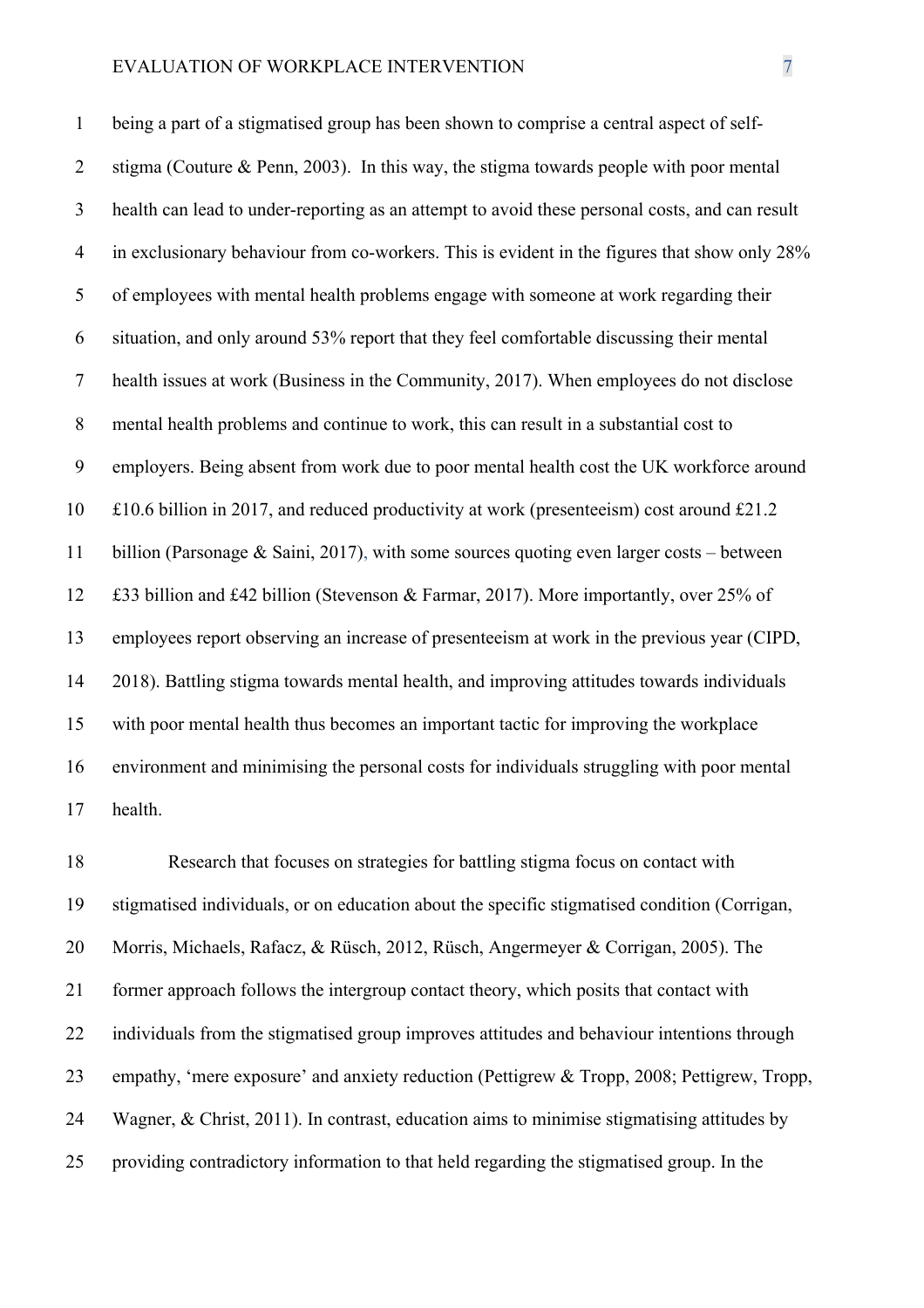being a part of a stigmatised group has been shown to comprise a central aspect of self-stigma (Couture & Penn, 2003). In this way, the stigma towards people with poor mental health can lead to under-reporting as an attempt to avoid these personal costs, and can result in exclusionary behaviour from co-workers. This is evident in the figures that show only 28% of employees with mental health problems engage with someone at work regarding their situation, and only around 53% report that they feel comfortable discussing their mental health issues at work (Business in the Community, 2017). When employees do not disclose mental health problems and continue to work, this can result in a substantial cost to employers. Being absent from work due to poor mental health cost the UK workforce around £10.6 billion in 2017, and reduced productivity at work (presenteeism) cost around £21.2 billion (Parsonage & Saini, 2017), with some sources quoting even larger costs – between £33 billion and £42 billion (Stevenson & Farmar, 2017). More importantly, over 25% of employees report observing an increase of presenteeism at work in the previous year (CIPD, 2018). Battling stigma towards mental health, and improving attitudes towards individuals with poor mental health thus becomes an important tactic for improving the workplace environment and minimising the personal costs for individuals struggling with poor mental health.

Research that focuses on strategies for battling stigma focus on contact with stigmatised individuals, or on education about the specific stigmatised condition (Corrigan, Morris, Michaels, Rafacz, & Rüsch, 2012, Rüsch, Angermeyer & Corrigan, 2005). The former approach follows the intergroup contact theory, which posits that contact with individuals from the stigmatised group improves attitudes and behaviour intentions through empathy, 'mere exposure' and anxiety reduction (Pettigrew & Tropp, 2008; Pettigrew, Tropp, Wagner, & Christ, 2011). In contrast, education aims to minimise stigmatising attitudes by providing contradictory information to that held regarding the stigmatised group. In the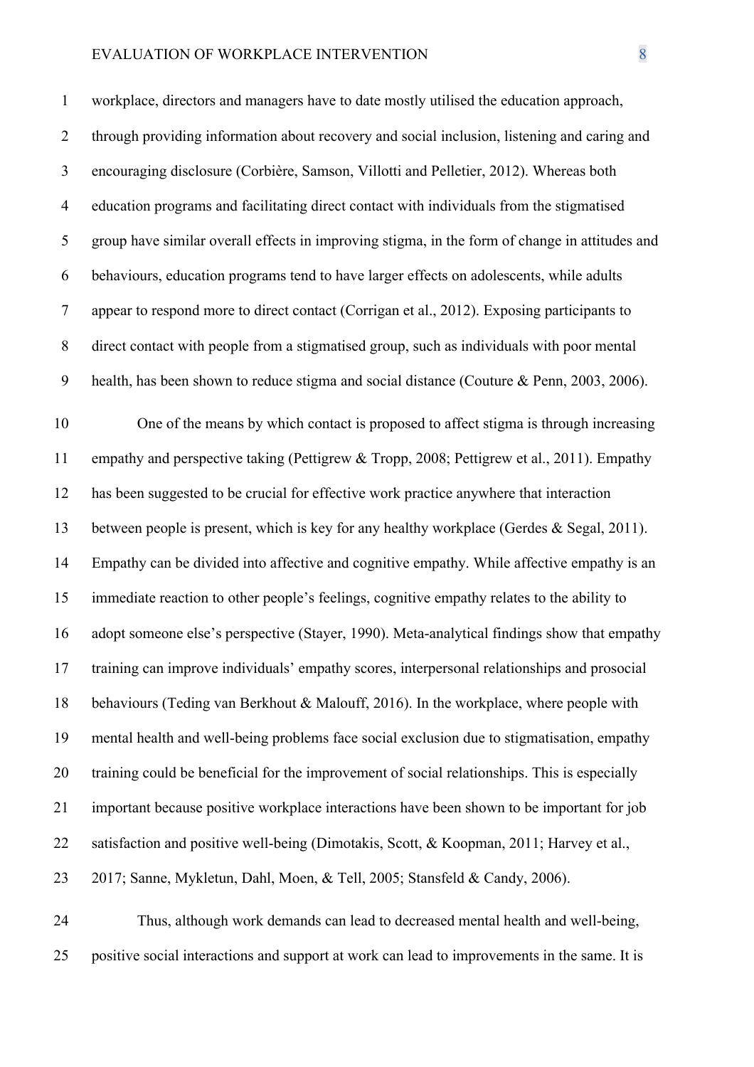workplace, directors and managers have to date mostly utilised the education approach, through providing information about recovery and social inclusion, listening and caring and encouraging disclosure (Corbière, Samson, Villotti and Pelletier, 2012). Whereas both education programs and facilitating direct contact with individuals from the stigmatised group have similar overall effects in improving stigma, in the form of change in attitudes and behaviours, education programs tend to have larger effects on adolescents, while adults appear to respond more to direct contact (Corrigan et al., 2012). Exposing participants to direct contact with people from a stigmatised group, such as individuals with poor mental health, has been shown to reduce stigma and social distance (Couture & Penn, 2003, 2006).

One of the means by which contact is proposed to affect stigma is through increasing empathy and perspective taking (Pettigrew & Tropp, 2008; Pettigrew et al., 2011). Empathy has been suggested to be crucial for effective work practice anywhere that interaction between people is present, which is key for any healthy workplace (Gerdes & Segal, 2011). Empathy can be divided into affective and cognitive empathy. While affective empathy is an immediate reaction to other people's feelings, cognitive empathy relates to the ability to adopt someone else's perspective (Stayer, 1990). Meta-analytical findings show that empathy training can improve individuals' empathy scores, interpersonal relationships and prosocial behaviours (Teding van Berkhout & Malouff, 2016). In the workplace, where people with mental health and well-being problems face social exclusion due to stigmatisation, empathy training could be beneficial for the improvement of social relationships. This is especially important because positive workplace interactions have been shown to be important for job satisfaction and positive well-being (Dimotakis, Scott, & Koopman, 2011; Harvey et al., 2017; Sanne, Mykletun, Dahl, Moen, & Tell, 2005; Stansfeld & Candy, 2006).

Thus, although work demands can lead to decreased mental health and well-being, positive social interactions and support at work can lead to improvements in the same. It is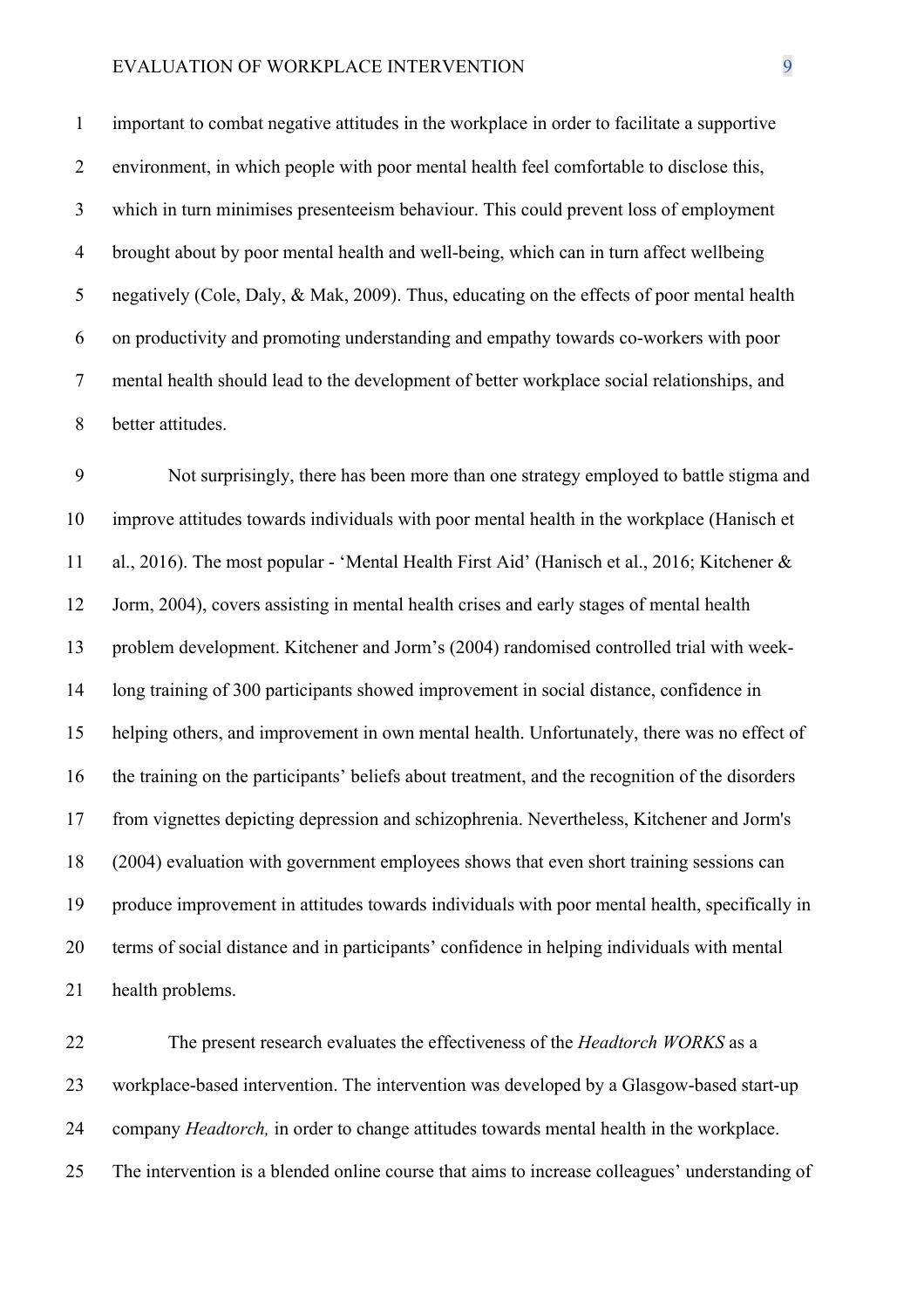important to combat negative attitudes in the workplace in order to facilitate a supportive environment, in which people with poor mental health feel comfortable to disclose this, which in turn minimises presenteeism behaviour. This could prevent loss of employment brought about by poor mental health and well-being, which can in turn affect wellbeing negatively (Cole, Daly, & Mak, 2009). Thus, educating on the effects of poor mental health on productivity and promoting understanding and empathy towards co-workers with poor mental health should lead to the development of better workplace social relationships, and better attitudes.

Not surprisingly, there has been more than one strategy employed to battle stigma and improve attitudes towards individuals with poor mental health in the workplace (Hanisch et al., 2016). The most popular - 'Mental Health First Aid' (Hanisch et al., 2016; Kitchener & Jorm, 2004), covers assisting in mental health crises and early stages of mental health problem development. Kitchener and Jorm's (2004) randomised controlled trial with week-long training of 300 participants showed improvement in social distance, confidence in helping others, and improvement in own mental health. Unfortunately, there was no effect of the training on the participants' beliefs about treatment, and the recognition of the disorders from vignettes depicting depression and schizophrenia. Nevertheless, Kitchener and Jorm's (2004) evaluation with government employees shows that even short training sessions can produce improvement in attitudes towards individuals with poor mental health, specifically in terms of social distance and in participants' confidence in helping individuals with mental health problems.

The present research evaluates the effectiveness of the *Headtorch WORKS* as a workplace-based intervention. The intervention was developed by a Glasgow-based start-up company *Headtorch,* in order to change attitudes towards mental health in the workplace. The intervention is a blended online course that aims to increase colleagues' understanding of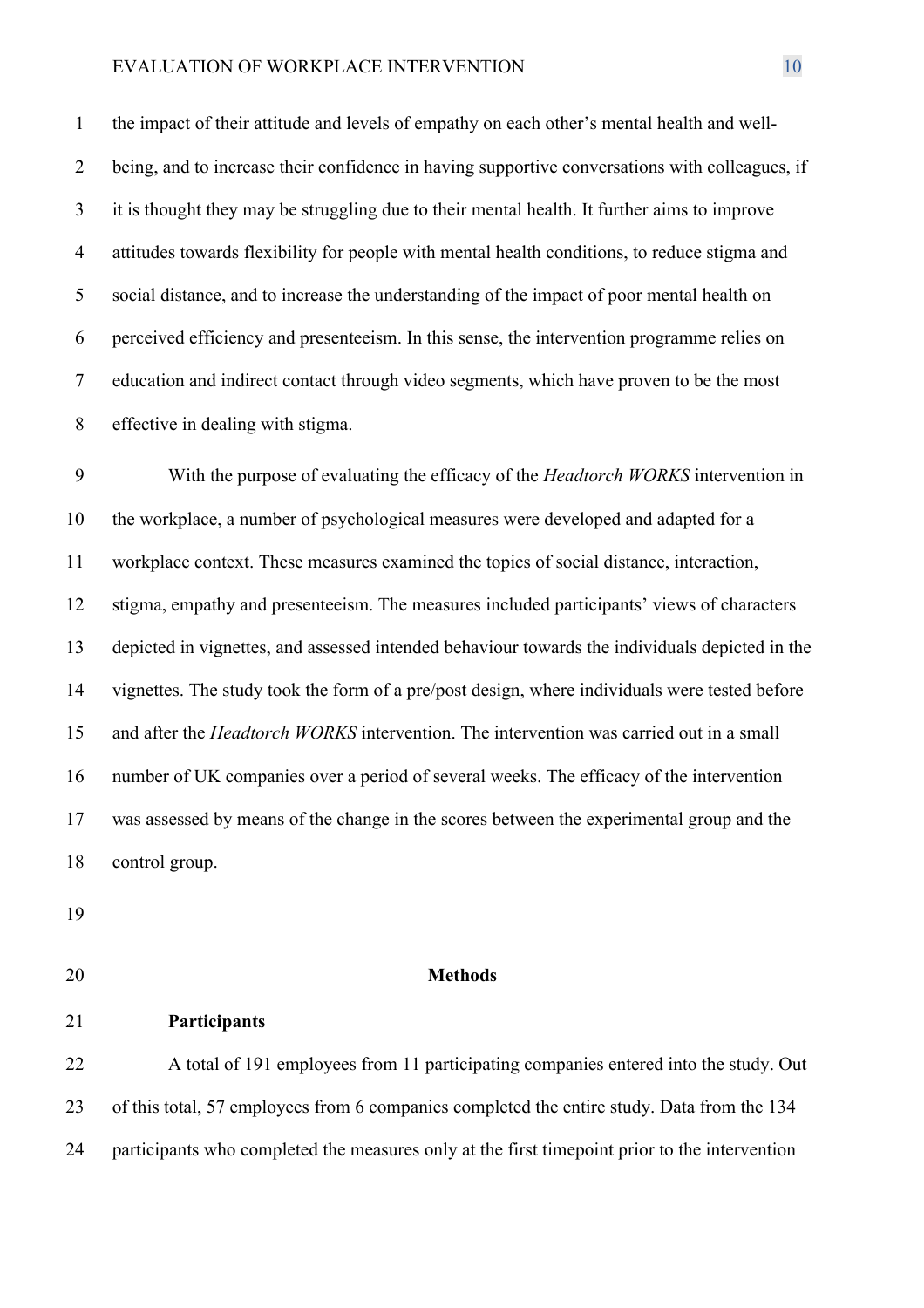the impact of their attitude and levels of empathy on each other's mental health and well-being, and to increase their confidence in having supportive conversations with colleagues, if it is thought they may be struggling due to their mental health. It further aims to improve attitudes towards flexibility for people with mental health conditions, to reduce stigma and social distance, and to increase the understanding of the impact of poor mental health on perceived efficiency and presenteeism. In this sense, the intervention programme relies on education and indirect contact through video segments, which have proven to be the most effective in dealing with stigma.

With the purpose of evaluating the efficacy of the *Headtorch WORKS* intervention in the workplace, a number of psychological measures were developed and adapted for a workplace context. These measures examined the topics of social distance, interaction, stigma, empathy and presenteeism. The measures included participants' views of characters depicted in vignettes, and assessed intended behaviour towards the individuals depicted in the vignettes. The study took the form of a pre/post design, where individuals were tested before and after the *Headtorch WORKS* intervention. The intervention was carried out in a small number of UK companies over a period of several weeks. The efficacy of the intervention was assessed by means of the change in the scores between the experimental group and the control group.

## Methods

### Participants

A total of 191 employees from 11 participating companies entered into the study. Out of this total, 57 employees from 6 companies completed the entire study. Data from the 134 participants who completed the measures only at the first timepoint prior to the intervention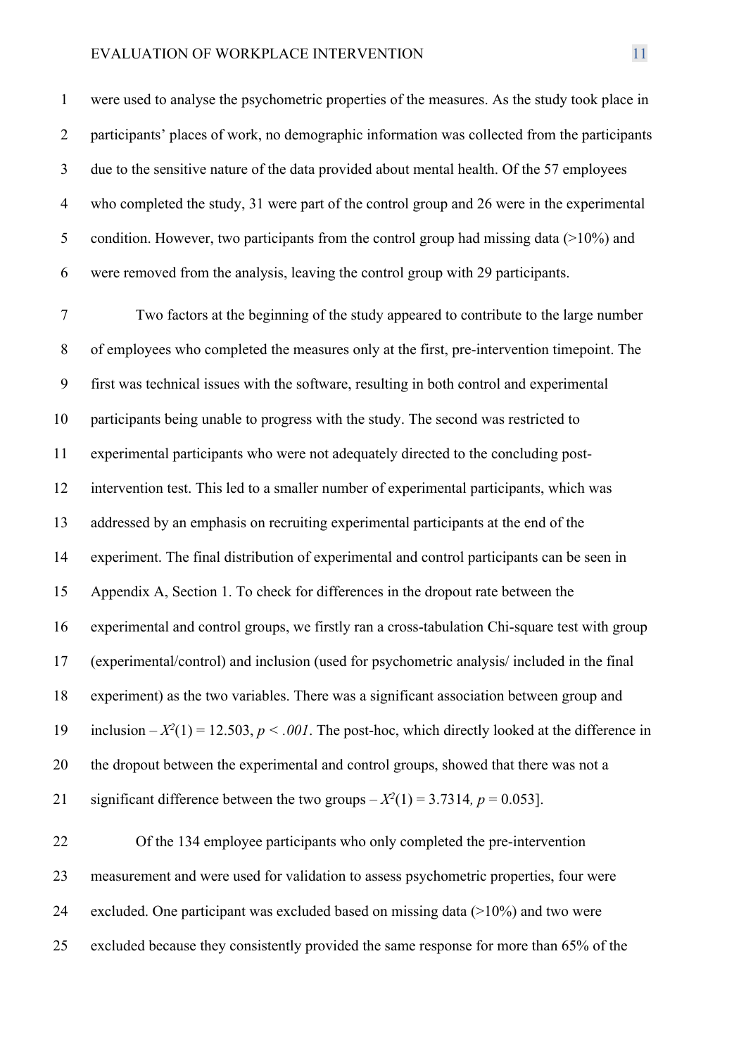were used to analyse the psychometric properties of the measures. As the study took place in participants' places of work, no demographic information was collected from the participants due to the sensitive nature of the data provided about mental health. Of the 57 employees who completed the study, 31 were part of the control group and 26 were in the experimental condition. However, two participants from the control group had missing data (>10%) and were removed from the analysis, leaving the control group with 29 participants.

Two factors at the beginning of the study appeared to contribute to the large number of employees who completed the measures only at the first, pre-intervention timepoint. The first was technical issues with the software, resulting in both control and experimental participants being unable to progress with the study. The second was restricted to experimental participants who were not adequately directed to the concluding post-intervention test. This led to a smaller number of experimental participants, which was addressed by an emphasis on recruiting experimental participants at the end of the experiment. The final distribution of experimental and control participants can be seen in Appendix A, Section 1. To check for differences in the dropout rate between the experimental and control groups, we firstly ran a cross-tabulation Chi-square test with group (experimental/control) and inclusion (used for psychometric analysis/ included in the final experiment) as the two variables. There was a significant association between group and inclusion – $X^2(1) = 12.503$, $p < .001$. The post-hoc, which directly looked at the difference in the dropout between the experimental and control groups, showed that there was not a significant difference between the two groups – $X^2(1) = 3.7314$, $p = 0.053$].

Of the 134 employee participants who only completed the pre-intervention measurement and were used for validation to assess psychometric properties, four were excluded. One participant was excluded based on missing data (>10%) and two were excluded because they consistently provided the same response for more than 65% of the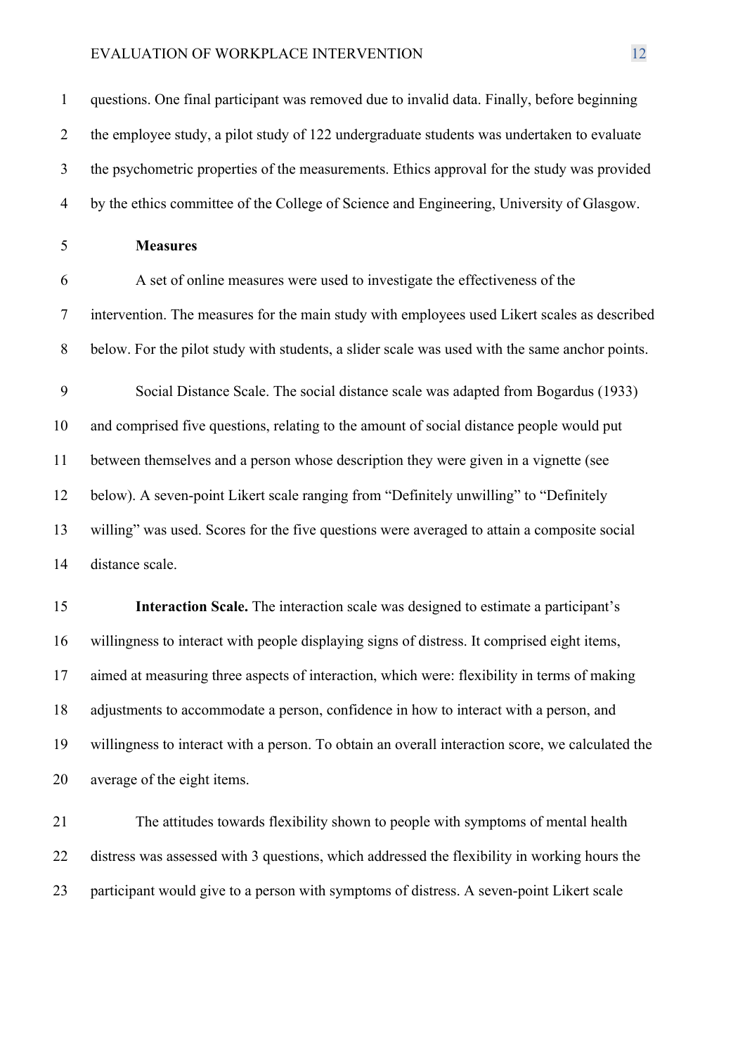questions. One final participant was removed due to invalid data. Finally, before beginning the employee study, a pilot study of 122 undergraduate students was undertaken to evaluate the psychometric properties of the measurements. Ethics approval for the study was provided by the ethics committee of the College of Science and Engineering, University of Glasgow.

**Measures**

A set of online measures were used to investigate the effectiveness of the intervention. The measures for the main study with employees used Likert scales as described below. For the pilot study with students, a slider scale was used with the same anchor points.

Social Distance Scale. The social distance scale was adapted from Bogardus (1933) and comprised five questions, relating to the amount of social distance people would put between themselves and a person whose description they were given in a vignette (see below). A seven-point Likert scale ranging from "Definitely unwilling" to "Definitely willing" was used. Scores for the five questions were averaged to attain a composite social distance scale.

**Interaction Scale.** The interaction scale was designed to estimate a participant's willingness to interact with people displaying signs of distress. It comprised eight items, aimed at measuring three aspects of interaction, which were: flexibility in terms of making adjustments to accommodate a person, confidence in how to interact with a person, and willingness to interact with a person. To obtain an overall interaction score, we calculated the average of the eight items.

The attitudes towards flexibility shown to people with symptoms of mental health distress was assessed with 3 questions, which addressed the flexibility in working hours the participant would give to a person with symptoms of distress. A seven-point Likert scale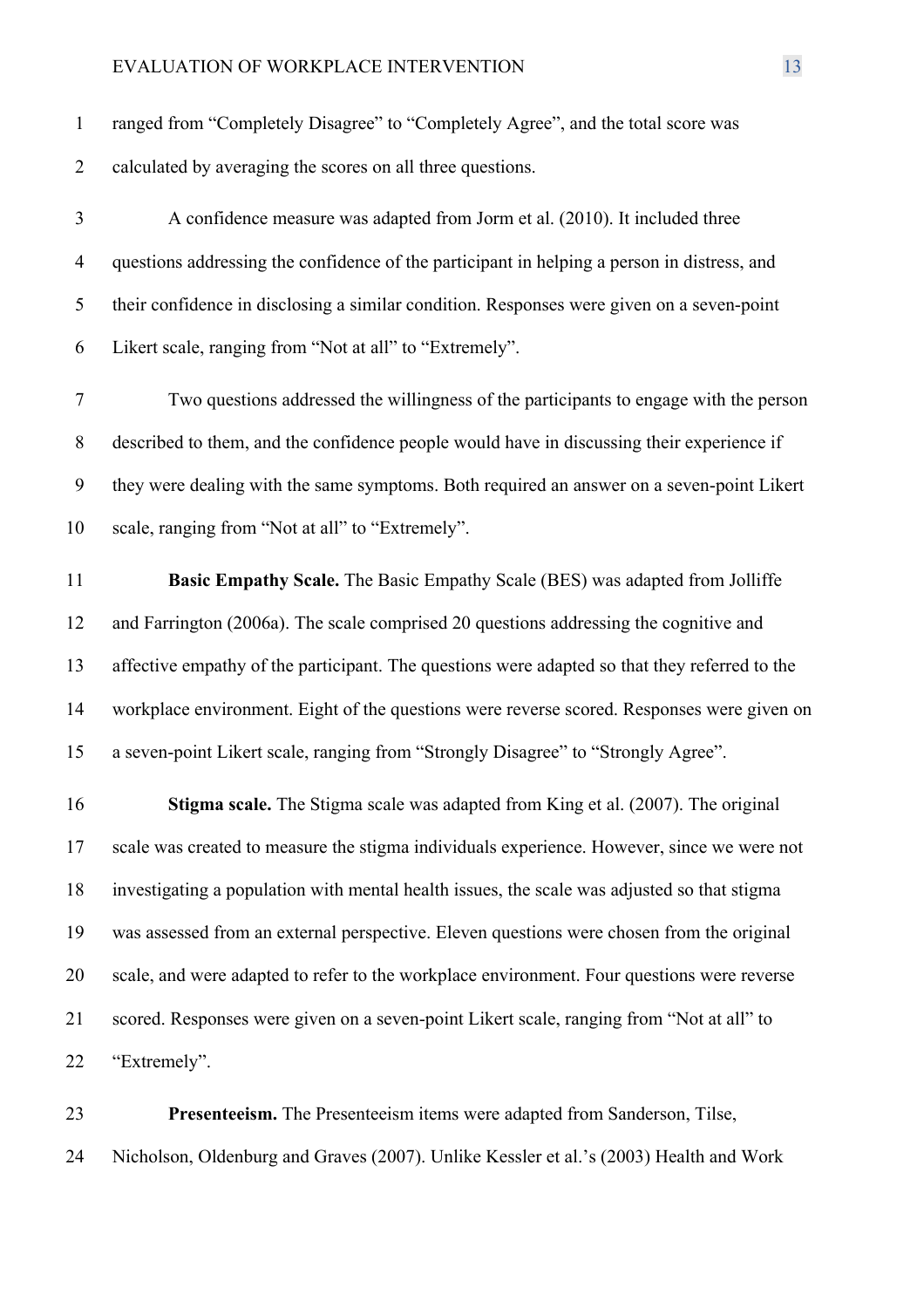ranged from "Completely Disagree" to "Completely Agree", and the total score was calculated by averaging the scores on all three questions.

A confidence measure was adapted from Jorm et al. (2010). It included three questions addressing the confidence of the participant in helping a person in distress, and their confidence in disclosing a similar condition. Responses were given on a seven-point Likert scale, ranging from "Not at all" to "Extremely".

Two questions addressed the willingness of the participants to engage with the person described to them, and the confidence people would have in discussing their experience if they were dealing with the same symptoms. Both required an answer on a seven-point Likert scale, ranging from "Not at all" to "Extremely".

**Basic Empathy Scale.** The Basic Empathy Scale (BES) was adapted from Jolliffe and Farrington (2006a). The scale comprised 20 questions addressing the cognitive and affective empathy of the participant. The questions were adapted so that they referred to the workplace environment. Eight of the questions were reverse scored. Responses were given on a seven-point Likert scale, ranging from "Strongly Disagree" to "Strongly Agree".

**Stigma scale.** The Stigma scale was adapted from King et al. (2007). The original scale was created to measure the stigma individuals experience. However, since we were not investigating a population with mental health issues, the scale was adjusted so that stigma was assessed from an external perspective. Eleven questions were chosen from the original scale, and were adapted to refer to the workplace environment. Four questions were reverse scored. Responses were given on a seven-point Likert scale, ranging from "Not at all" to "Extremely".

**Presenteeism.** The Presenteeism items were adapted from Sanderson, Tilse, Nicholson, Oldenburg and Graves (2007). Unlike Kessler et al.'s (2003) Health and Work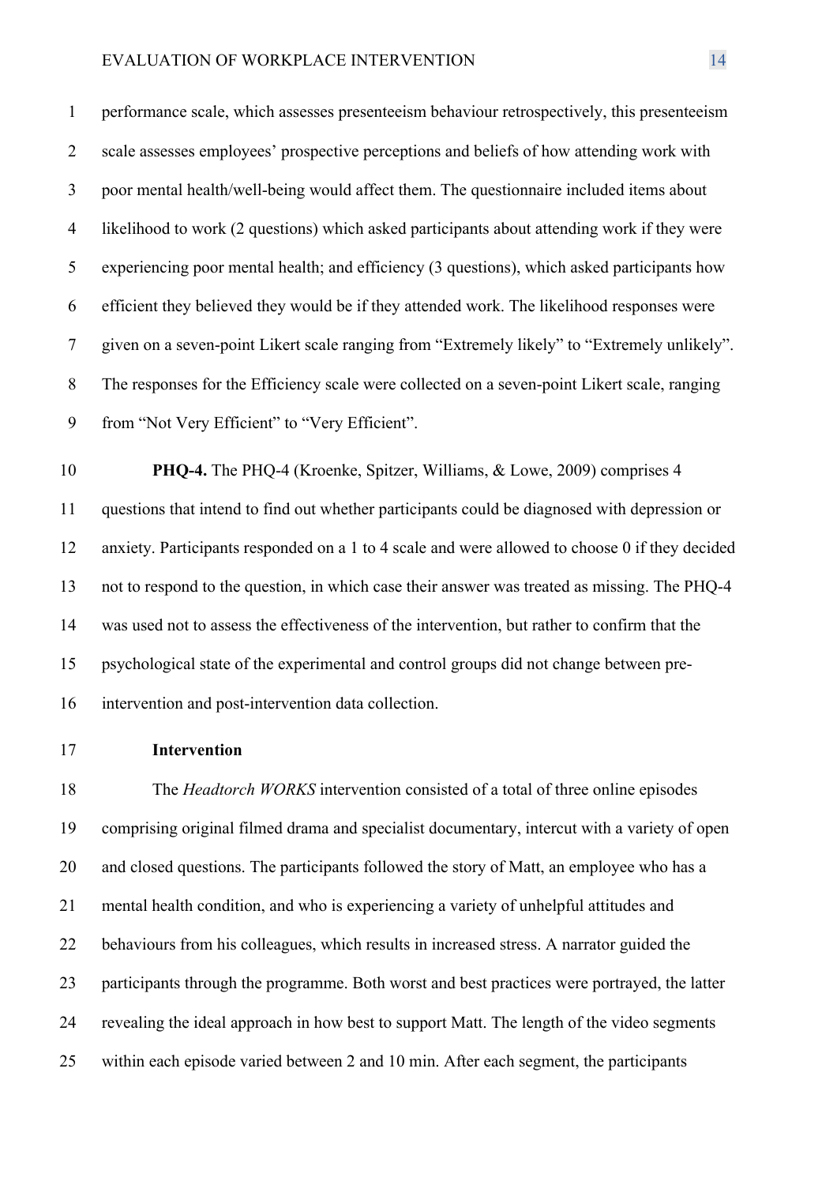performance scale, which assesses presenteeism behaviour retrospectively, this presenteeism scale assesses employees' prospective perceptions and beliefs of how attending work with poor mental health/well-being would affect them. The questionnaire included items about likelihood to work (2 questions) which asked participants about attending work if they were experiencing poor mental health; and efficiency (3 questions), which asked participants how efficient they believed they would be if they attended work. The likelihood responses were given on a seven-point Likert scale ranging from "Extremely likely" to "Extremely unlikely". The responses for the Efficiency scale were collected on a seven-point Likert scale, ranging from "Not Very Efficient" to "Very Efficient".

**PHQ-4.** The PHQ-4 (Kroenke, Spitzer, Williams, & Lowe, 2009) comprises 4 questions that intend to find out whether participants could be diagnosed with depression or anxiety. Participants responded on a 1 to 4 scale and were allowed to choose 0 if they decided not to respond to the question, in which case their answer was treated as missing. The PHQ-4 was used not to assess the effectiveness of the intervention, but rather to confirm that the psychological state of the experimental and control groups did not change between pre-intervention and post-intervention data collection.

**Intervention**

The *Headtorch WORKS* intervention consisted of a total of three online episodes comprising original filmed drama and specialist documentary, intercut with a variety of open and closed questions. The participants followed the story of Matt, an employee who has a mental health condition, and who is experiencing a variety of unhelpful attitudes and behaviours from his colleagues, which results in increased stress. A narrator guided the participants through the programme. Both worst and best practices were portrayed, the latter revealing the ideal approach in how best to support Matt. The length of the video segments within each episode varied between 2 and 10 min. After each segment, the participants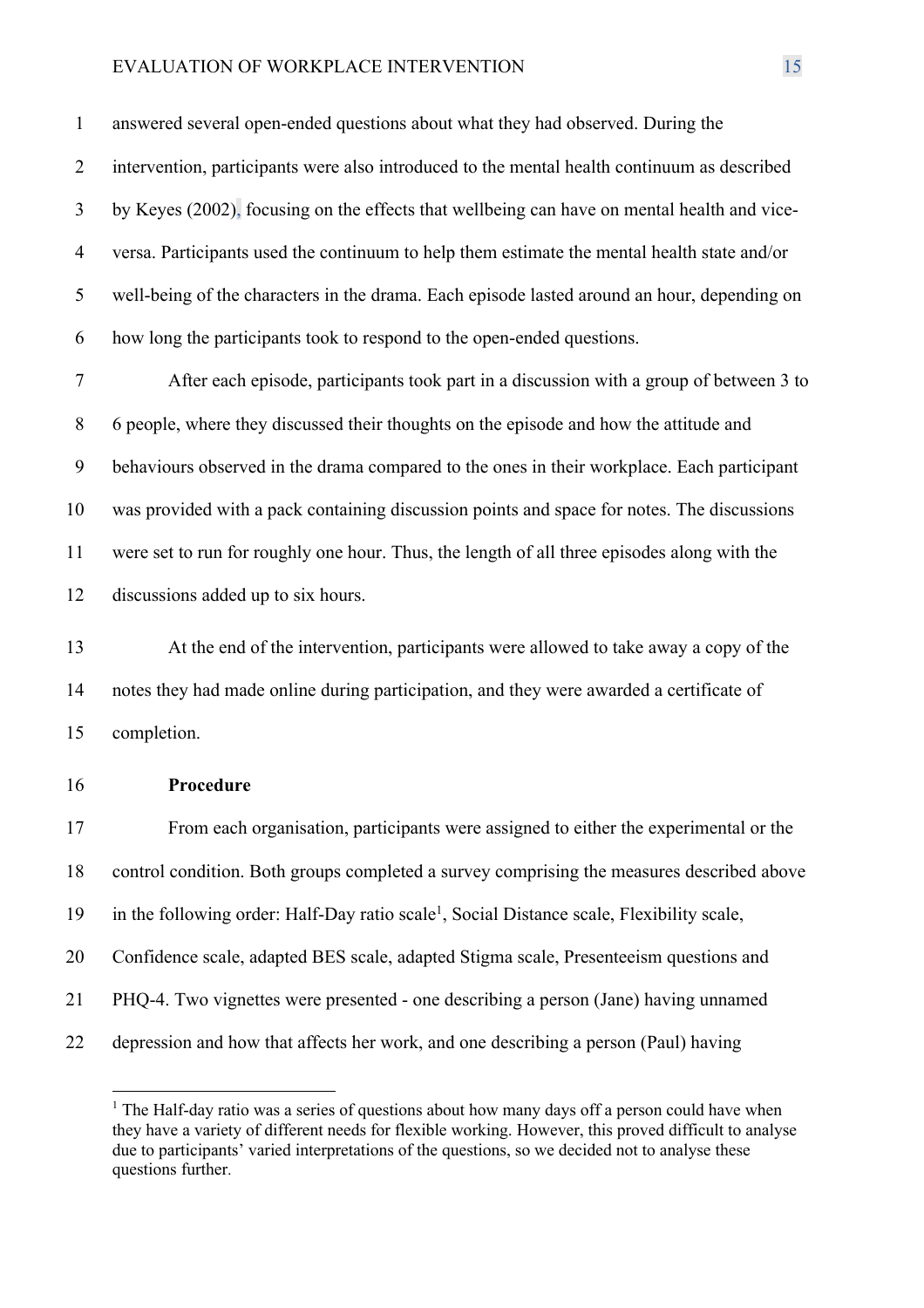answered several open-ended questions about what they had observed. During the intervention, participants were also introduced to the mental health continuum as described by Keyes (2002), focusing on the effects that wellbeing can have on mental health and vice-versa. Participants used the continuum to help them estimate the mental health state and/or well-being of the characters in the drama. Each episode lasted around an hour, depending on how long the participants took to respond to the open-ended questions.

After each episode, participants took part in a discussion with a group of between 3 to 6 people, where they discussed their thoughts on the episode and how the attitude and behaviours observed in the drama compared to the ones in their workplace. Each participant was provided with a pack containing discussion points and space for notes. The discussions were set to run for roughly one hour. Thus, the length of all three episodes along with the discussions added up to six hours.

At the end of the intervention, participants were allowed to take away a copy of the notes they had made online during participation, and they were awarded a certificate of completion.

**Procedure**

From each organisation, participants were assigned to either the experimental or the control condition. Both groups completed a survey comprising the measures described above in the following order: Half-Day ratio scale[1], Social Distance scale, Flexibility scale, Confidence scale, adapted BES scale, adapted Stigma scale, Presenteeism questions and PHQ-4. Two vignettes were presented - one describing a person (Jane) having unnamed depression and how that affects her work, and one describing a person (Paul) having

[1] The Half-day ratio was a series of questions about how many days off a person could have when they have a variety of different needs for flexible working. However, this proved difficult to analyse due to participants' varied interpretations of the questions, so we decided not to analyse these questions further.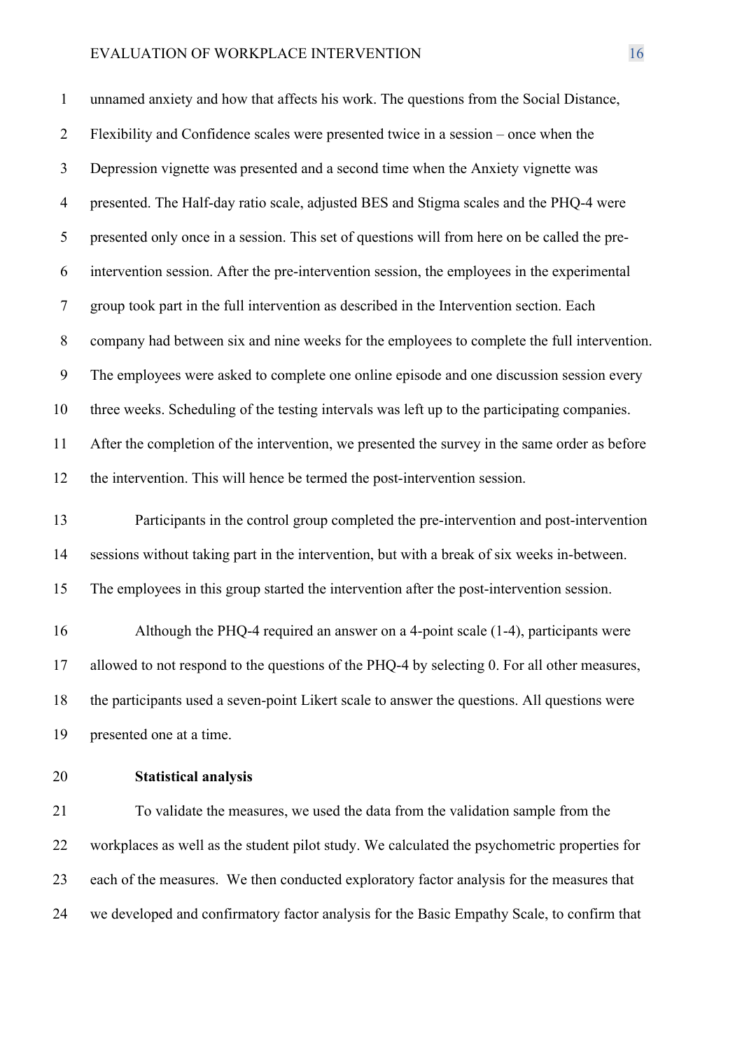unnamed anxiety and how that affects his work. The questions from the Social Distance, Flexibility and Confidence scales were presented twice in a session – once when the Depression vignette was presented and a second time when the Anxiety vignette was presented. The Half-day ratio scale, adjusted BES and Stigma scales and the PHQ-4 were presented only once in a session. This set of questions will from here on be called the pre-intervention session. After the pre-intervention session, the employees in the experimental group took part in the full intervention as described in the Intervention section. Each company had between six and nine weeks for the employees to complete the full intervention. The employees were asked to complete one online episode and one discussion session every three weeks. Scheduling of the testing intervals was left up to the participating companies. After the completion of the intervention, we presented the survey in the same order as before the intervention. This will hence be termed the post-intervention session.

Participants in the control group completed the pre-intervention and post-intervention sessions without taking part in the intervention, but with a break of six weeks in-between. The employees in this group started the intervention after the post-intervention session.

Although the PHQ-4 required an answer on a 4-point scale (1-4), participants were allowed to not respond to the questions of the PHQ-4 by selecting 0. For all other measures, the participants used a seven-point Likert scale to answer the questions. All questions were presented one at a time.

### Statistical analysis

To validate the measures, we used the data from the validation sample from the workplaces as well as the student pilot study. We calculated the psychometric properties for each of the measures. We then conducted exploratory factor analysis for the measures that we developed and confirmatory factor analysis for the Basic Empathy Scale, to confirm that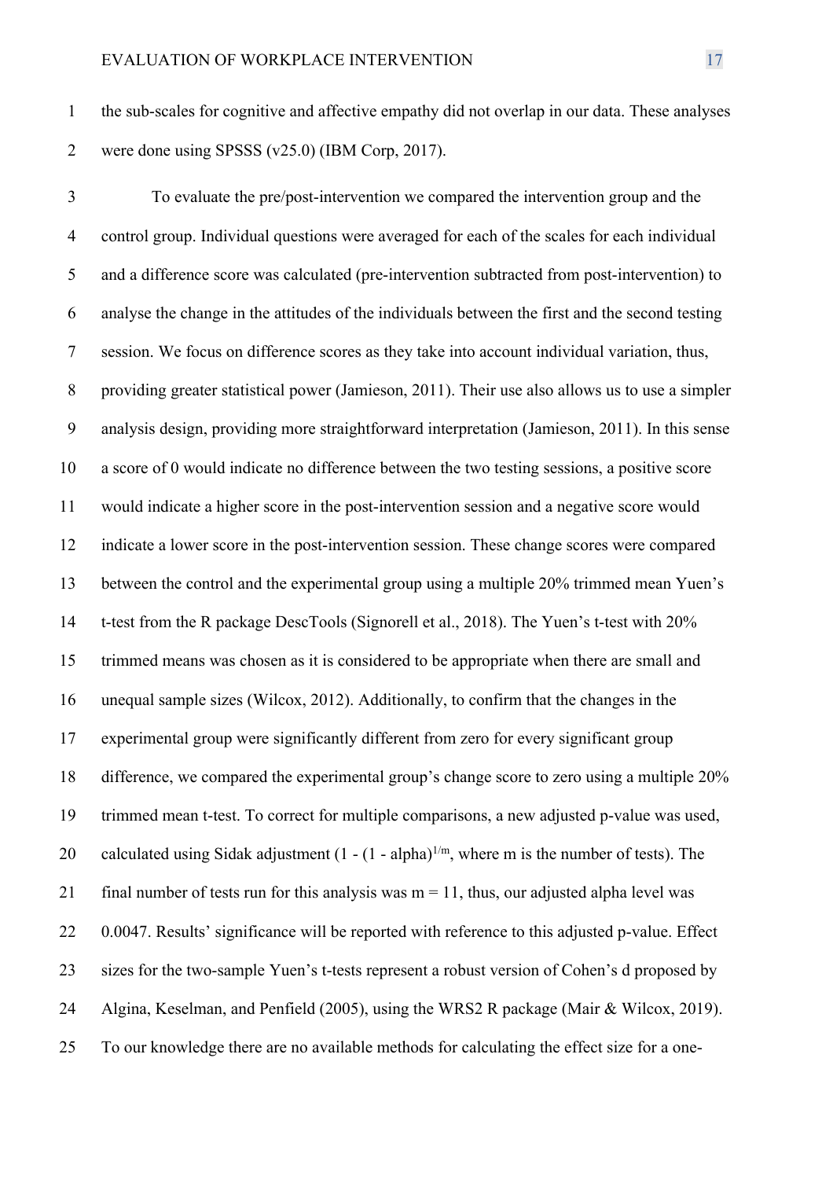the sub-scales for cognitive and affective empathy did not overlap in our data. These analyses were done using SPSSS (v25.0) (IBM Corp, 2017).

To evaluate the pre/post-intervention we compared the intervention group and the control group. Individual questions were averaged for each of the scales for each individual and a difference score was calculated (pre-intervention subtracted from post-intervention) to analyse the change in the attitudes of the individuals between the first and the second testing session. We focus on difference scores as they take into account individual variation, thus, providing greater statistical power (Jamieson, 2011). Their use also allows us to use a simpler analysis design, providing more straightforward interpretation (Jamieson, 2011). In this sense a score of 0 would indicate no difference between the two testing sessions, a positive score would indicate a higher score in the post-intervention session and a negative score would indicate a lower score in the post-intervention session. These change scores were compared between the control and the experimental group using a multiple 20% trimmed mean Yuen's t-test from the R package DescTools (Signorell et al., 2018). The Yuen's t-test with 20% trimmed means was chosen as it is considered to be appropriate when there are small and unequal sample sizes (Wilcox, 2012). Additionally, to confirm that the changes in the experimental group were significantly different from zero for every significant group difference, we compared the experimental group's change score to zero using a multiple 20% trimmed mean t-test. To correct for multiple comparisons, a new adjusted p-value was used, calculated using Sidak adjustment ($1 - (1 - \text{alpha})^{1/m}$, where m is the number of tests). The final number of tests run for this analysis was $m = 11$, thus, our adjusted alpha level was 0.0047. Results' significance will be reported with reference to this adjusted p-value. Effect sizes for the two-sample Yuen's t-tests represent a robust version of Cohen's d proposed by Algina, Keselman, and Penfield (2005), using the WRS2 R package (Mair & Wilcox, 2019). To our knowledge there are no available methods for calculating the effect size for a one-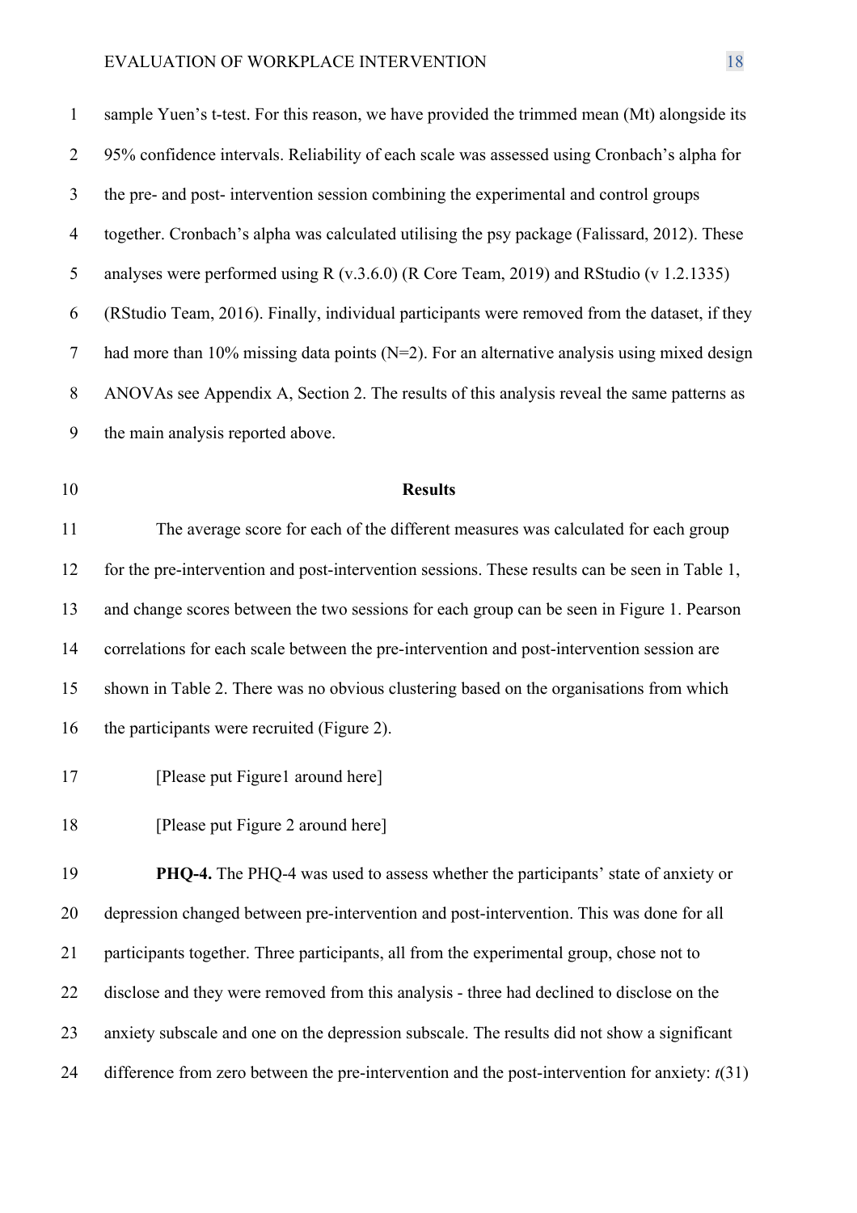sample Yuen's t-test. For this reason, we have provided the trimmed mean (Mt) alongside its 95% confidence intervals. Reliability of each scale was assessed using Cronbach's alpha for the pre- and post- intervention session combining the experimental and control groups together. Cronbach's alpha was calculated utilising the psy package (Falissard, 2012). These analyses were performed using R (v.3.6.0) (R Core Team, 2019) and RStudio (v 1.2.1335) (RStudio Team, 2016). Finally, individual participants were removed from the dataset, if they had more than 10% missing data points (N=2). For an alternative analysis using mixed design ANOVAs see Appendix A, Section 2. The results of this analysis reveal the same patterns as the main analysis reported above.

## Results

The average score for each of the different measures was calculated for each group for the pre-intervention and post-intervention sessions. These results can be seen in Table 1, and change scores between the two sessions for each group can be seen in Figure 1. Pearson correlations for each scale between the pre-intervention and post-intervention session are shown in Table 2. There was no obvious clustering based on the organisations from which the participants were recruited (Figure 2).

[Please put Figure1 around here]

[Please put Figure 2 around here]

**PHQ-4.** The PHQ-4 was used to assess whether the participants' state of anxiety or depression changed between pre-intervention and post-intervention. This was done for all participants together. Three participants, all from the experimental group, chose not to disclose and they were removed from this analysis - three had declined to disclose on the anxiety subscale and one on the depression subscale. The results did not show a significant difference from zero between the pre-intervention and the post-intervention for anxiety: $t(31)$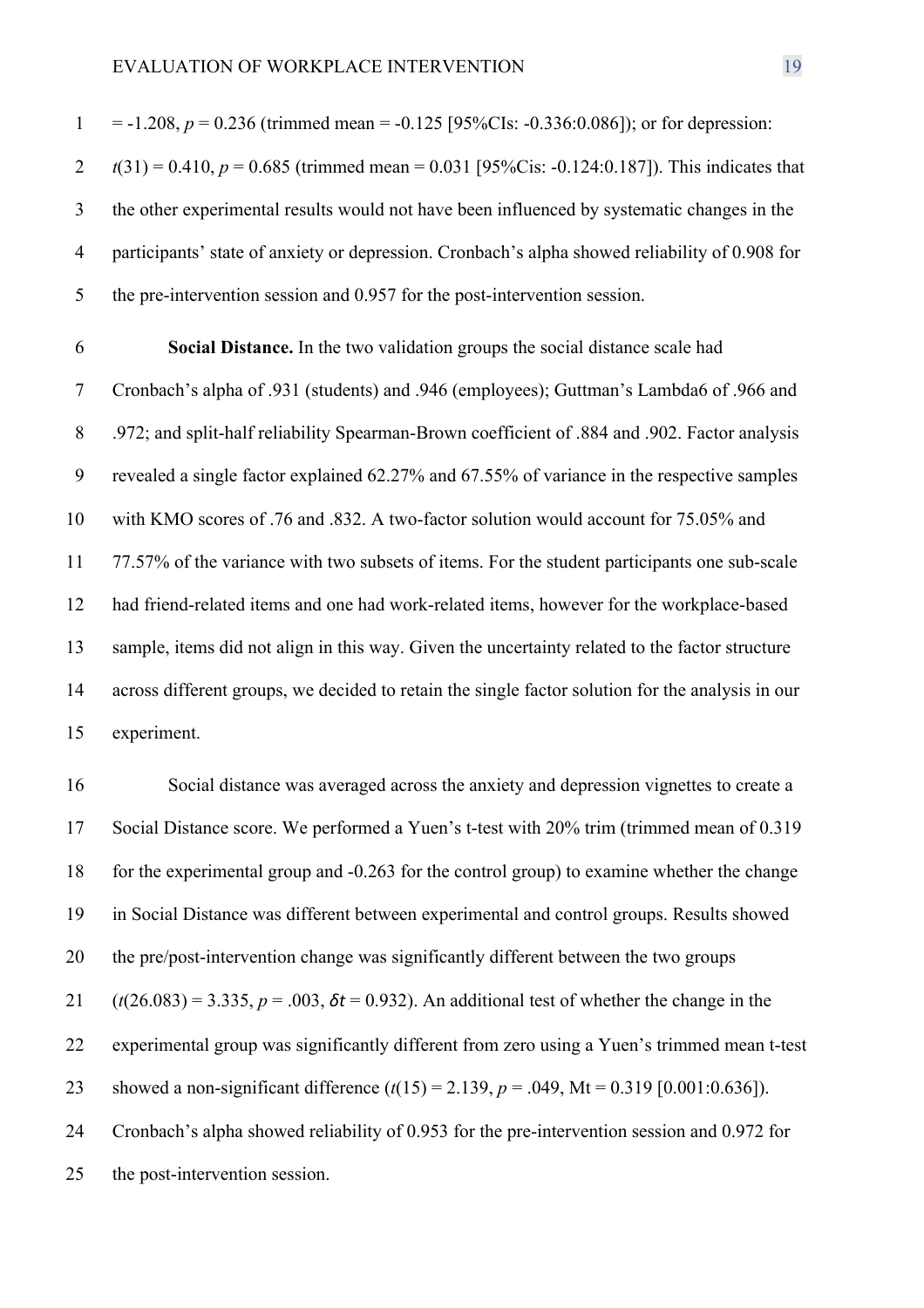= -1.208, $p$ = 0.236 (trimmed mean = -0.125 [95%CIs: -0.336:0.086]); or for depression: $t(31)$ = 0.410, $p$ = 0.685 (trimmed mean = 0.031 [95%Cis: -0.124:0.187]). This indicates that the other experimental results would not have been influenced by systematic changes in the participants' state of anxiety or depression. Cronbach's alpha showed reliability of 0.908 for the pre-intervention session and 0.957 for the post-intervention session.

**Social Distance.** In the two validation groups the social distance scale had Cronbach's alpha of .931 (students) and .946 (employees); Guttman's Lambda6 of .966 and .972; and split-half reliability Spearman-Brown coefficient of .884 and .902. Factor analysis revealed a single factor explained 62.27% and 67.55% of variance in the respective samples with KMO scores of .76 and .832. A two-factor solution would account for 75.05% and 77.57% of the variance with two subsets of items. For the student participants one sub-scale had friend-related items and one had work-related items, however for the workplace-based sample, items did not align in this way. Given the uncertainty related to the factor structure across different groups, we decided to retain the single factor solution for the analysis in our experiment.

Social distance was averaged across the anxiety and depression vignettes to create a Social Distance score. We performed a Yuen's t-test with 20% trim (trimmed mean of 0.319 for the experimental group and -0.263 for the control group) to examine whether the change in Social Distance was different between experimental and control groups. Results showed the pre/post-intervention change was significantly different between the two groups ($t(26.083)$ = 3.335, $p$ = .003, $\delta t$ = 0.932). An additional test of whether the change in the experimental group was significantly different from zero using a Yuen's trimmed mean t-test showed a non-significant difference ($t(15)$ = 2.139, $p$ = .049, Mt = 0.319 [0.001:0.636]). Cronbach's alpha showed reliability of 0.953 for the pre-intervention session and 0.972 for the post-intervention session.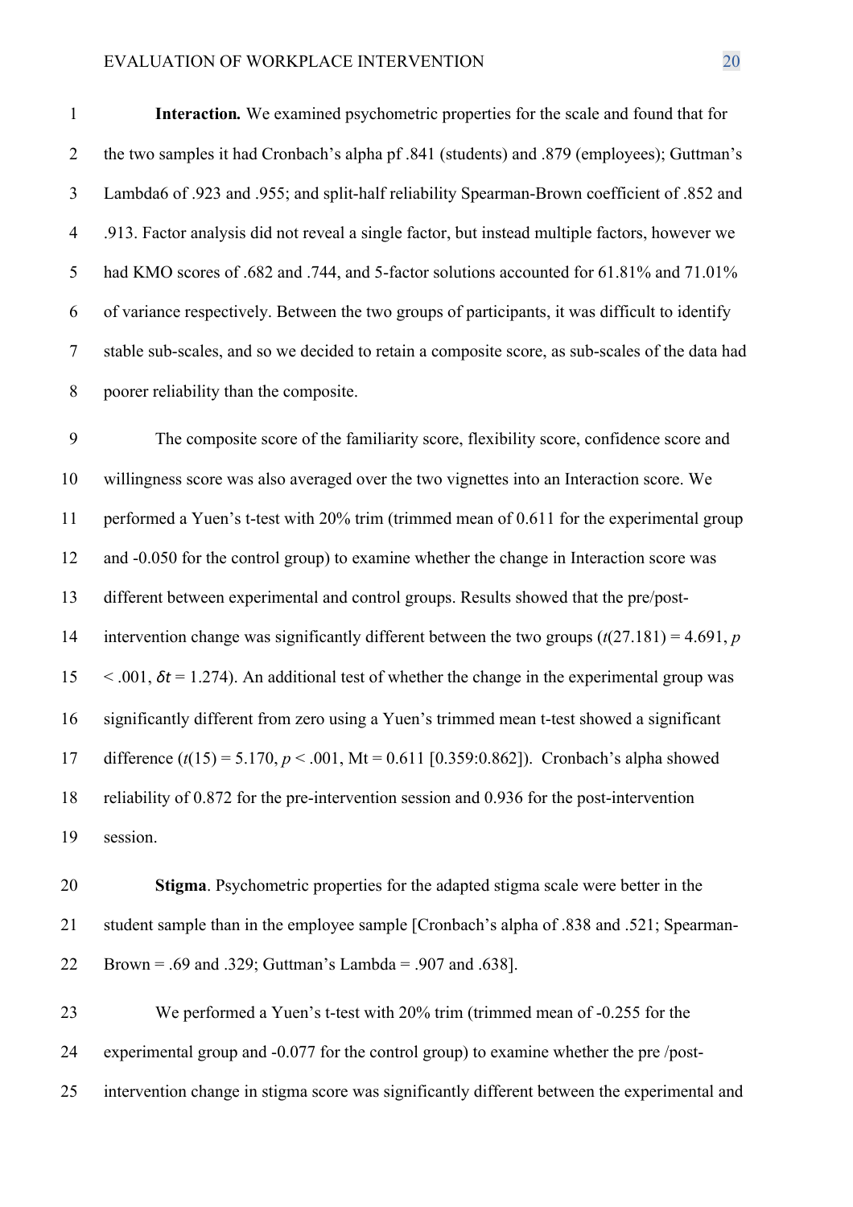**Interaction.** We examined psychometric properties for the scale and found that for the two samples it had Cronbach's alpha pf .841 (students) and .879 (employees); Guttman's Lambda6 of .923 and .955; and split-half reliability Spearman-Brown coefficient of .852 and .913. Factor analysis did not reveal a single factor, but instead multiple factors, however we had KMO scores of .682 and .744, and 5-factor solutions accounted for 61.81% and 71.01% of variance respectively. Between the two groups of participants, it was difficult to identify stable sub-scales, and so we decided to retain a composite score, as sub-scales of the data had poorer reliability than the composite.

The composite score of the familiarity score, flexibility score, confidence score and willingness score was also averaged over the two vignettes into an Interaction score. We performed a Yuen's t-test with 20% trim (trimmed mean of 0.611 for the experimental group and -0.050 for the control group) to examine whether the change in Interaction score was different between experimental and control groups. Results showed that the pre/post-intervention change was significantly different between the two groups ($t(27.181) = 4.691$, $p < .001$, $\delta t = 1.274$). An additional test of whether the change in the experimental group was significantly different from zero using a Yuen's trimmed mean t-test showed a significant difference ($t(15) = 5.170$, $p < .001$, Mt = 0.611 [0.359:0.862]). Cronbach's alpha showed reliability of 0.872 for the pre-intervention session and 0.936 for the post-intervention session.

**Stigma**. Psychometric properties for the adapted stigma scale were better in the student sample than in the employee sample [Cronbach's alpha of .838 and .521; Spearman-Brown = .69 and .329; Guttman's Lambda = .907 and .638].

We performed a Yuen's t-test with 20% trim (trimmed mean of -0.255 for the experimental group and -0.077 for the control group) to examine whether the pre /post-intervention change in stigma score was significantly different between the experimental and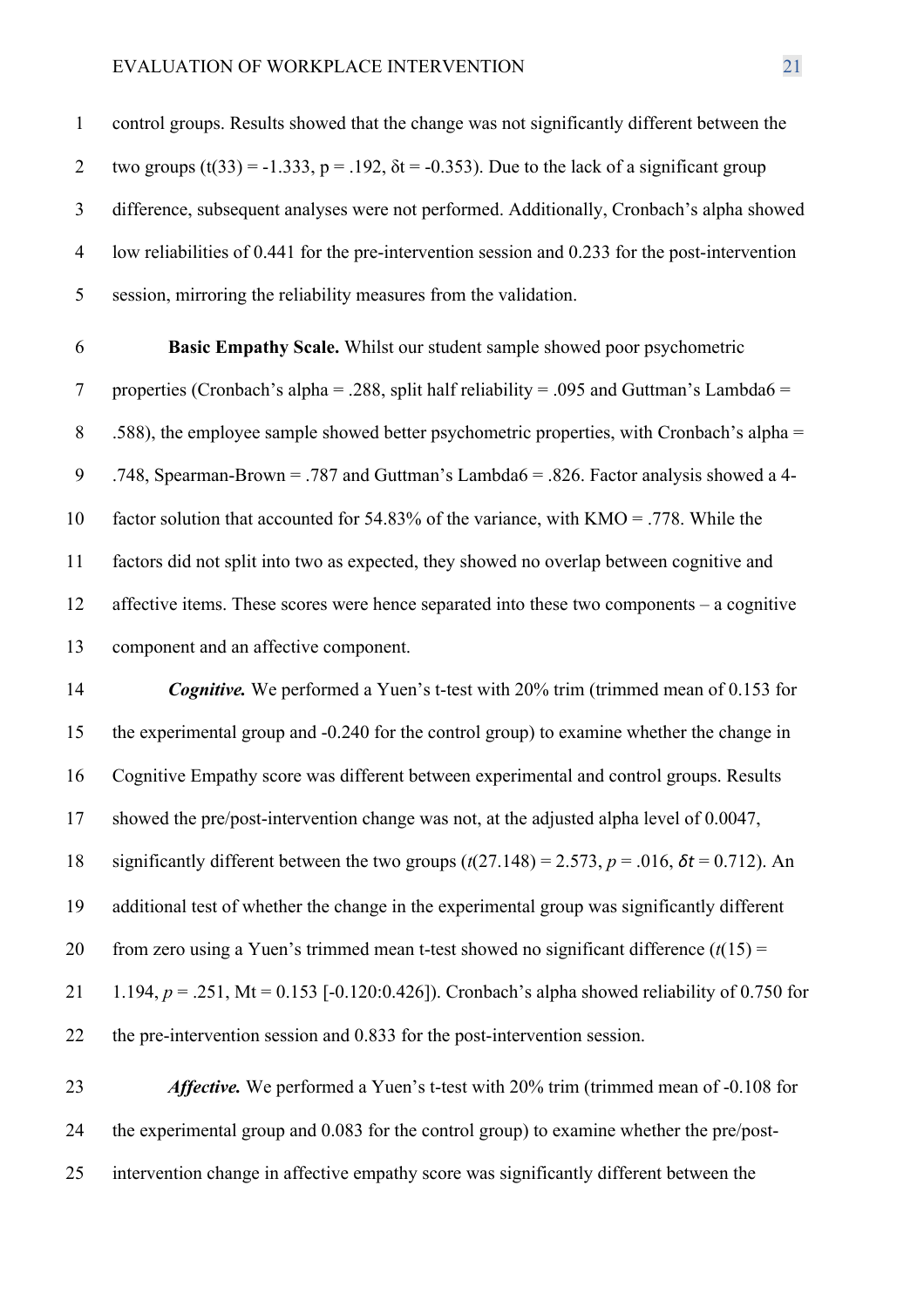control groups. Results showed that the change was not significantly different between the two groups ($t(33) = -1.333$, $p = .192$, $\delta t = -0.353$). Due to the lack of a significant group difference, subsequent analyses were not performed. Additionally, Cronbach's alpha showed low reliabilities of 0.441 for the pre-intervention session and 0.233 for the post-intervention session, mirroring the reliability measures from the validation.

**Basic Empathy Scale.** Whilst our student sample showed poor psychometric properties (Cronbach's alpha = .288, split half reliability = .095 and Guttman's Lambda6 = .588), the employee sample showed better psychometric properties, with Cronbach's alpha = .748, Spearman-Brown = .787 and Guttman's Lambda6 = .826. Factor analysis showed a 4-factor solution that accounted for 54.83% of the variance, with KMO = .778. While the factors did not split into two as expected, they showed no overlap between cognitive and affective items. These scores were hence separated into these two components – a cognitive component and an affective component.

***Cognitive.*** We performed a Yuen's t-test with 20% trim (trimmed mean of 0.153 for the experimental group and -0.240 for the control group) to examine whether the change in Cognitive Empathy score was different between experimental and control groups. Results showed the pre/post-intervention change was not, at the adjusted alpha level of 0.0047, significantly different between the two groups ($t(27.148) = 2.573$, $p = .016$, $\delta t = 0.712$). An additional test of whether the change in the experimental group was significantly different from zero using a Yuen's trimmed mean t-test showed no significant difference ($t(15) = 1.194$, $p = .251$, Mt = 0.153 [-0.120:0.426]). Cronbach's alpha showed reliability of 0.750 for the pre-intervention session and 0.833 for the post-intervention session.

***Affective.*** We performed a Yuen's t-test with 20% trim (trimmed mean of -0.108 for the experimental group and 0.083 for the control group) to examine whether the pre/post-intervention change in affective empathy score was significantly different between the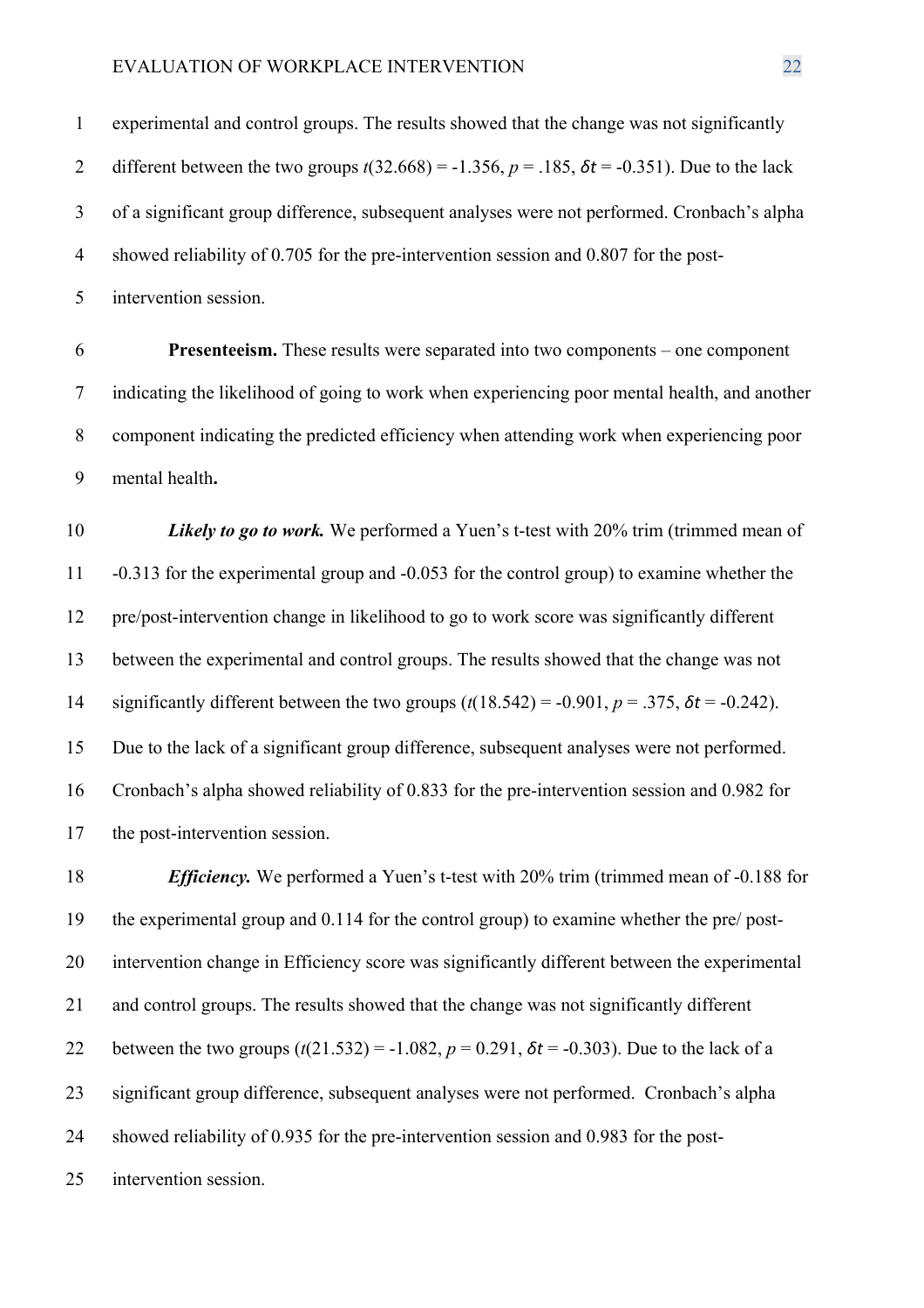experimental and control groups. The results showed that the change was not significantly different between the two groups $t(32.668) = -1.356$, $p = .185$, $\delta t = -0.351$). Due to the lack of a significant group difference, subsequent analyses were not performed. Cronbach's alpha showed reliability of 0.705 for the pre-intervention session and 0.807 for the post-intervention session.

**Presenteeism.** These results were separated into two components – one component indicating the likelihood of going to work when experiencing poor mental health, and another component indicating the predicted efficiency when attending work when experiencing poor mental health**.**

***Likely to go to work.*** We performed a Yuen's t-test with 20% trim (trimmed mean of -0.313 for the experimental group and -0.053 for the control group) to examine whether the pre/post-intervention change in likelihood to go to work score was significantly different between the experimental and control groups. The results showed that the change was not significantly different between the two groups ($t(18.542) = -0.901$, $p = .375$, $\delta t = -0.242$). Due to the lack of a significant group difference, subsequent analyses were not performed. Cronbach's alpha showed reliability of 0.833 for the pre-intervention session and 0.982 for the post-intervention session.

***Efficiency.*** We performed a Yuen's t-test with 20% trim (trimmed mean of -0.188 for the experimental group and 0.114 for the control group) to examine whether the pre/ post-intervention change in Efficiency score was significantly different between the experimental and control groups. The results showed that the change was not significantly different between the two groups ($t(21.532) = -1.082$, $p = 0.291$, $\delta t = -0.303$). Due to the lack of a significant group difference, subsequent analyses were not performed. Cronbach's alpha showed reliability of 0.935 for the pre-intervention session and 0.983 for the post-intervention session.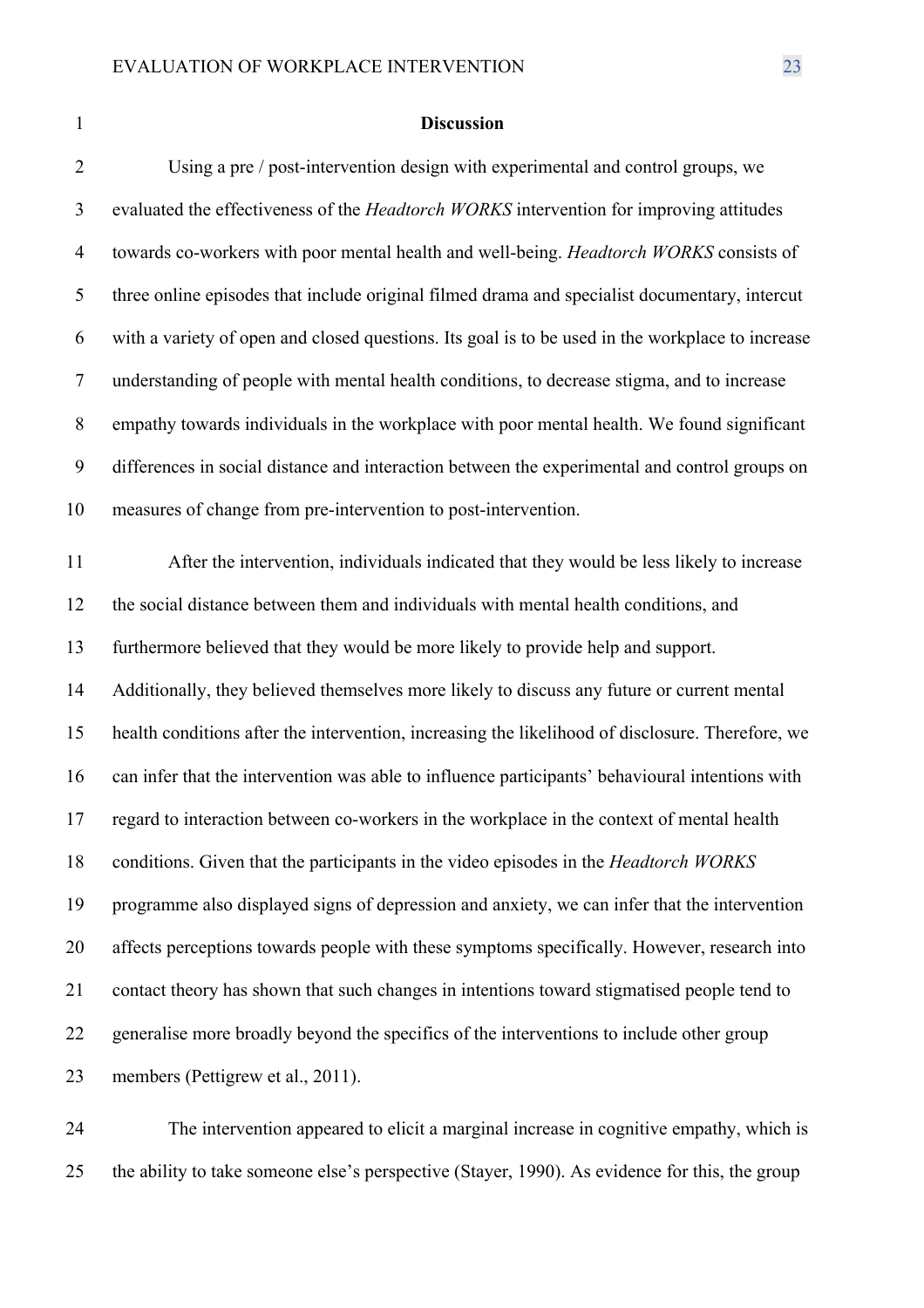## Discussion

Using a pre / post-intervention design with experimental and control groups, we evaluated the effectiveness of the *Headtorch WORKS* intervention for improving attitudes towards co-workers with poor mental health and well-being. *Headtorch WORKS* consists of three online episodes that include original filmed drama and specialist documentary, intercut with a variety of open and closed questions. Its goal is to be used in the workplace to increase understanding of people with mental health conditions, to decrease stigma, and to increase empathy towards individuals in the workplace with poor mental health. We found significant differences in social distance and interaction between the experimental and control groups on measures of change from pre-intervention to post-intervention.

After the intervention, individuals indicated that they would be less likely to increase the social distance between them and individuals with mental health conditions, and furthermore believed that they would be more likely to provide help and support. Additionally, they believed themselves more likely to discuss any future or current mental health conditions after the intervention, increasing the likelihood of disclosure. Therefore, we can infer that the intervention was able to influence participants' behavioural intentions with regard to interaction between co-workers in the workplace in the context of mental health conditions. Given that the participants in the video episodes in the *Headtorch WORKS* programme also displayed signs of depression and anxiety, we can infer that the intervention affects perceptions towards people with these symptoms specifically. However, research into contact theory has shown that such changes in intentions toward stigmatised people tend to generalise more broadly beyond the specifics of the interventions to include other group members (Pettigrew et al., 2011).

The intervention appeared to elicit a marginal increase in cognitive empathy, which is the ability to take someone else's perspective (Stayer, 1990). As evidence for this, the group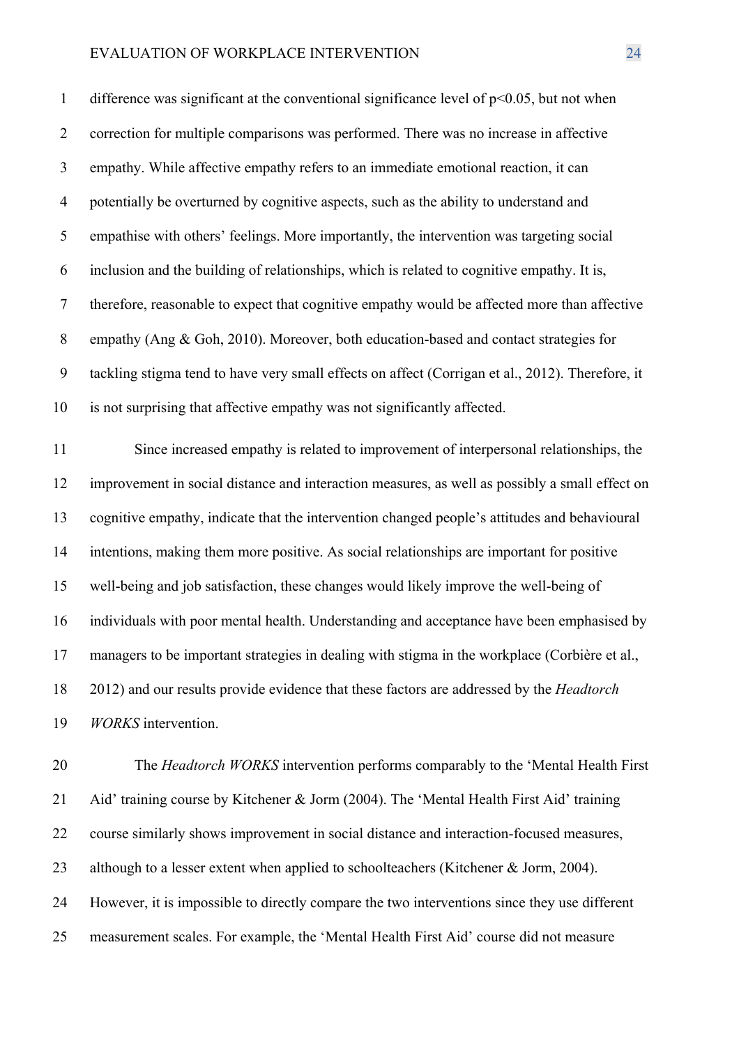difference was significant at the conventional significance level of $p<0.05$, but not when correction for multiple comparisons was performed. There was no increase in affective empathy. While affective empathy refers to an immediate emotional reaction, it can potentially be overturned by cognitive aspects, such as the ability to understand and empathise with others' feelings. More importantly, the intervention was targeting social inclusion and the building of relationships, which is related to cognitive empathy. It is, therefore, reasonable to expect that cognitive empathy would be affected more than affective empathy (Ang & Goh, 2010). Moreover, both education-based and contact strategies for tackling stigma tend to have very small effects on affect (Corrigan et al., 2012). Therefore, it is not surprising that affective empathy was not significantly affected.

Since increased empathy is related to improvement of interpersonal relationships, the improvement in social distance and interaction measures, as well as possibly a small effect on cognitive empathy, indicate that the intervention changed people's attitudes and behavioural intentions, making them more positive. As social relationships are important for positive well-being and job satisfaction, these changes would likely improve the well-being of individuals with poor mental health. Understanding and acceptance have been emphasised by managers to be important strategies in dealing with stigma in the workplace (Corbière et al., 2012) and our results provide evidence that these factors are addressed by the *Headtorch WORKS* intervention.

The *Headtorch WORKS* intervention performs comparably to the 'Mental Health First Aid' training course by Kitchener & Jorm (2004). The 'Mental Health First Aid' training course similarly shows improvement in social distance and interaction-focused measures, although to a lesser extent when applied to schoolteachers (Kitchener & Jorm, 2004). However, it is impossible to directly compare the two interventions since they use different measurement scales. For example, the 'Mental Health First Aid' course did not measure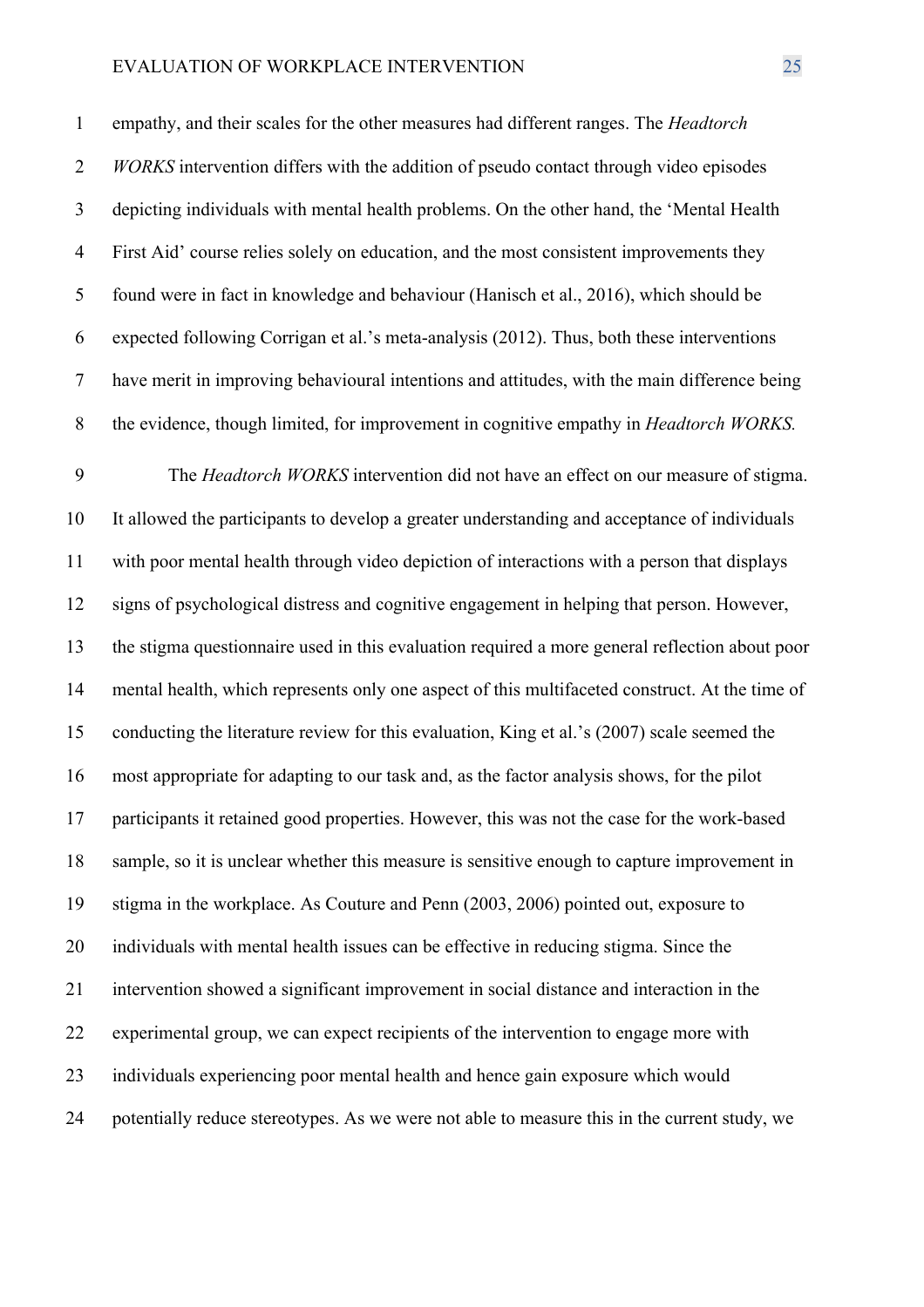empathy, and their scales for the other measures had different ranges. The *Headtorch WORKS* intervention differs with the addition of pseudo contact through video episodes depicting individuals with mental health problems. On the other hand, the 'Mental Health First Aid' course relies solely on education, and the most consistent improvements they found were in fact in knowledge and behaviour (Hanisch et al., 2016), which should be expected following Corrigan et al.'s meta-analysis (2012). Thus, both these interventions have merit in improving behavioural intentions and attitudes, with the main difference being the evidence, though limited, for improvement in cognitive empathy in *Headtorch WORKS.*

The *Headtorch WORKS* intervention did not have an effect on our measure of stigma. It allowed the participants to develop a greater understanding and acceptance of individuals with poor mental health through video depiction of interactions with a person that displays signs of psychological distress and cognitive engagement in helping that person. However, the stigma questionnaire used in this evaluation required a more general reflection about poor mental health, which represents only one aspect of this multifaceted construct. At the time of conducting the literature review for this evaluation, King et al.'s (2007) scale seemed the most appropriate for adapting to our task and, as the factor analysis shows, for the pilot participants it retained good properties. However, this was not the case for the work-based sample, so it is unclear whether this measure is sensitive enough to capture improvement in stigma in the workplace. As Couture and Penn (2003, 2006) pointed out, exposure to individuals with mental health issues can be effective in reducing stigma. Since the intervention showed a significant improvement in social distance and interaction in the experimental group, we can expect recipients of the intervention to engage more with individuals experiencing poor mental health and hence gain exposure which would potentially reduce stereotypes. As we were not able to measure this in the current study, we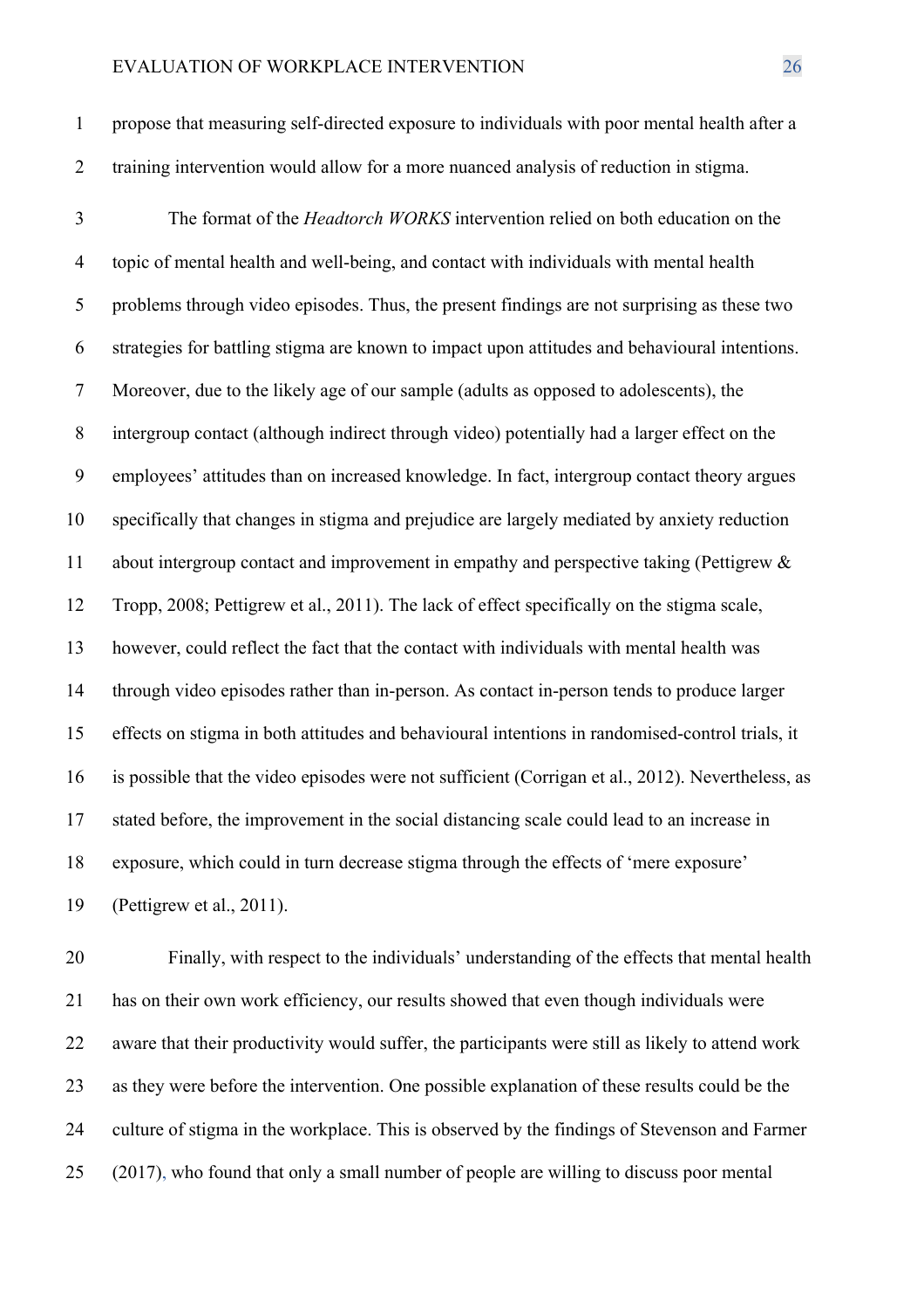propose that measuring self-directed exposure to individuals with poor mental health after a training intervention would allow for a more nuanced analysis of reduction in stigma.

The format of the *Headtorch WORKS* intervention relied on both education on the topic of mental health and well-being, and contact with individuals with mental health problems through video episodes. Thus, the present findings are not surprising as these two strategies for battling stigma are known to impact upon attitudes and behavioural intentions. Moreover, due to the likely age of our sample (adults as opposed to adolescents), the intergroup contact (although indirect through video) potentially had a larger effect on the employees' attitudes than on increased knowledge. In fact, intergroup contact theory argues specifically that changes in stigma and prejudice are largely mediated by anxiety reduction about intergroup contact and improvement in empathy and perspective taking (Pettigrew & Tropp, 2008; Pettigrew et al., 2011). The lack of effect specifically on the stigma scale, however, could reflect the fact that the contact with individuals with mental health was through video episodes rather than in-person. As contact in-person tends to produce larger effects on stigma in both attitudes and behavioural intentions in randomised-control trials, it is possible that the video episodes were not sufficient (Corrigan et al., 2012). Nevertheless, as stated before, the improvement in the social distancing scale could lead to an increase in exposure, which could in turn decrease stigma through the effects of 'mere exposure' (Pettigrew et al., 2011).

Finally, with respect to the individuals' understanding of the effects that mental health has on their own work efficiency, our results showed that even though individuals were aware that their productivity would suffer, the participants were still as likely to attend work as they were before the intervention. One possible explanation of these results could be the culture of stigma in the workplace. This is observed by the findings of Stevenson and Farmer (2017), who found that only a small number of people are willing to discuss poor mental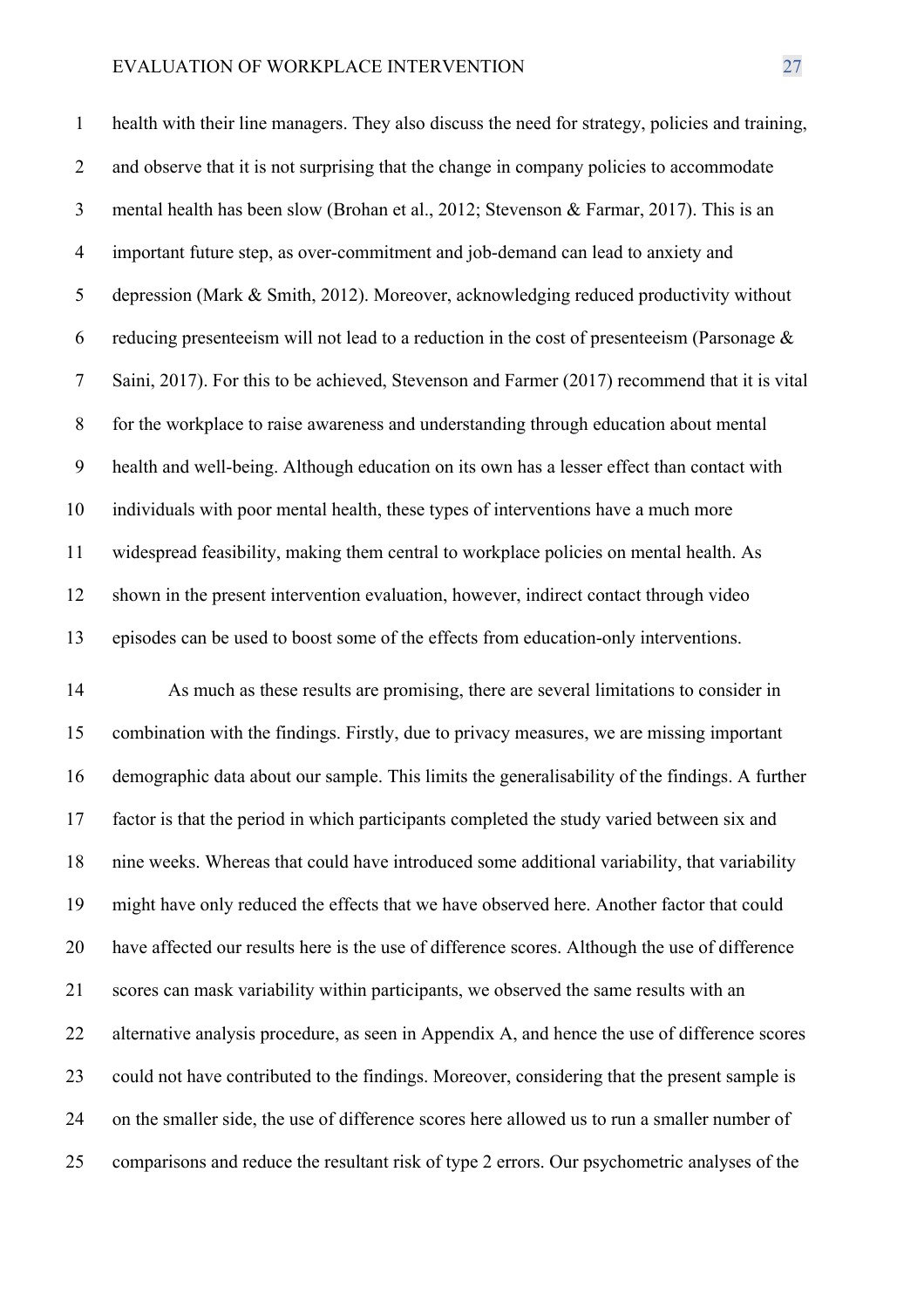health with their line managers. They also discuss the need for strategy, policies and training, and observe that it is not surprising that the change in company policies to accommodate mental health has been slow (Brohan et al., 2012; Stevenson & Farmar, 2017). This is an important future step, as over-commitment and job-demand can lead to anxiety and depression (Mark & Smith, 2012). Moreover, acknowledging reduced productivity without reducing presenteeism will not lead to a reduction in the cost of presenteeism (Parsonage & Saini, 2017). For this to be achieved, Stevenson and Farmer (2017) recommend that it is vital for the workplace to raise awareness and understanding through education about mental health and well-being. Although education on its own has a lesser effect than contact with individuals with poor mental health, these types of interventions have a much more widespread feasibility, making them central to workplace policies on mental health. As shown in the present intervention evaluation, however, indirect contact through video episodes can be used to boost some of the effects from education-only interventions.

As much as these results are promising, there are several limitations to consider in combination with the findings. Firstly, due to privacy measures, we are missing important demographic data about our sample. This limits the generalisability of the findings. A further factor is that the period in which participants completed the study varied between six and nine weeks. Whereas that could have introduced some additional variability, that variability might have only reduced the effects that we have observed here. Another factor that could have affected our results here is the use of difference scores. Although the use of difference scores can mask variability within participants, we observed the same results with an alternative analysis procedure, as seen in Appendix A, and hence the use of difference scores could not have contributed to the findings. Moreover, considering that the present sample is on the smaller side, the use of difference scores here allowed us to run a smaller number of comparisons and reduce the resultant risk of type 2 errors. Our psychometric analyses of the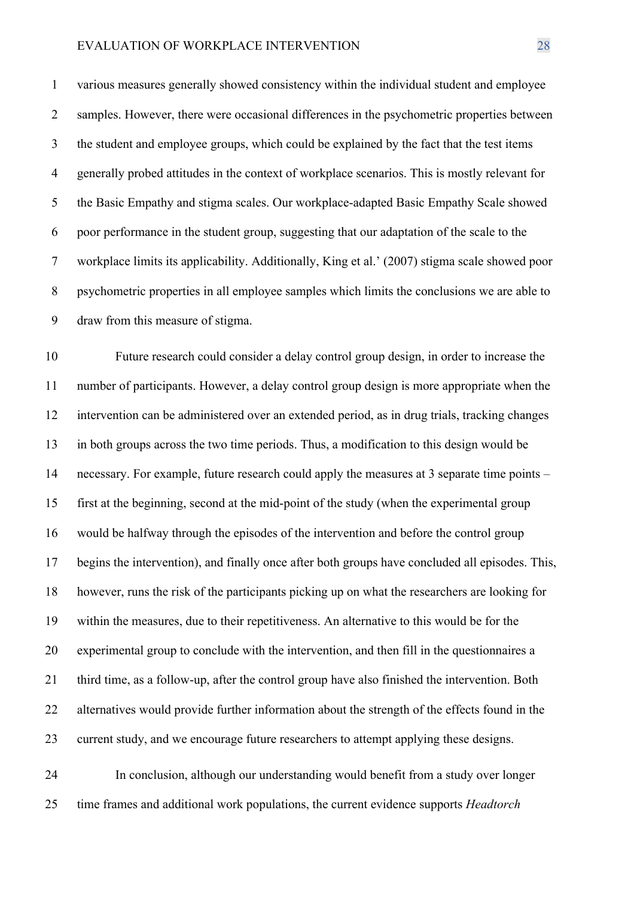various measures generally showed consistency within the individual student and employee samples. However, there were occasional differences in the psychometric properties between the student and employee groups, which could be explained by the fact that the test items generally probed attitudes in the context of workplace scenarios. This is mostly relevant for the Basic Empathy and stigma scales. Our workplace-adapted Basic Empathy Scale showed poor performance in the student group, suggesting that our adaptation of the scale to the workplace limits its applicability. Additionally, King et al.' (2007) stigma scale showed poor psychometric properties in all employee samples which limits the conclusions we are able to draw from this measure of stigma.

Future research could consider a delay control group design, in order to increase the number of participants. However, a delay control group design is more appropriate when the intervention can be administered over an extended period, as in drug trials, tracking changes in both groups across the two time periods. Thus, a modification to this design would be necessary. For example, future research could apply the measures at 3 separate time points – first at the beginning, second at the mid-point of the study (when the experimental group would be halfway through the episodes of the intervention and before the control group begins the intervention), and finally once after both groups have concluded all episodes. This, however, runs the risk of the participants picking up on what the researchers are looking for within the measures, due to their repetitiveness. An alternative to this would be for the experimental group to conclude with the intervention, and then fill in the questionnaires a third time, as a follow-up, after the control group have also finished the intervention. Both alternatives would provide further information about the strength of the effects found in the current study, and we encourage future researchers to attempt applying these designs.

In conclusion, although our understanding would benefit from a study over longer time frames and additional work populations, the current evidence supports *Headtorch*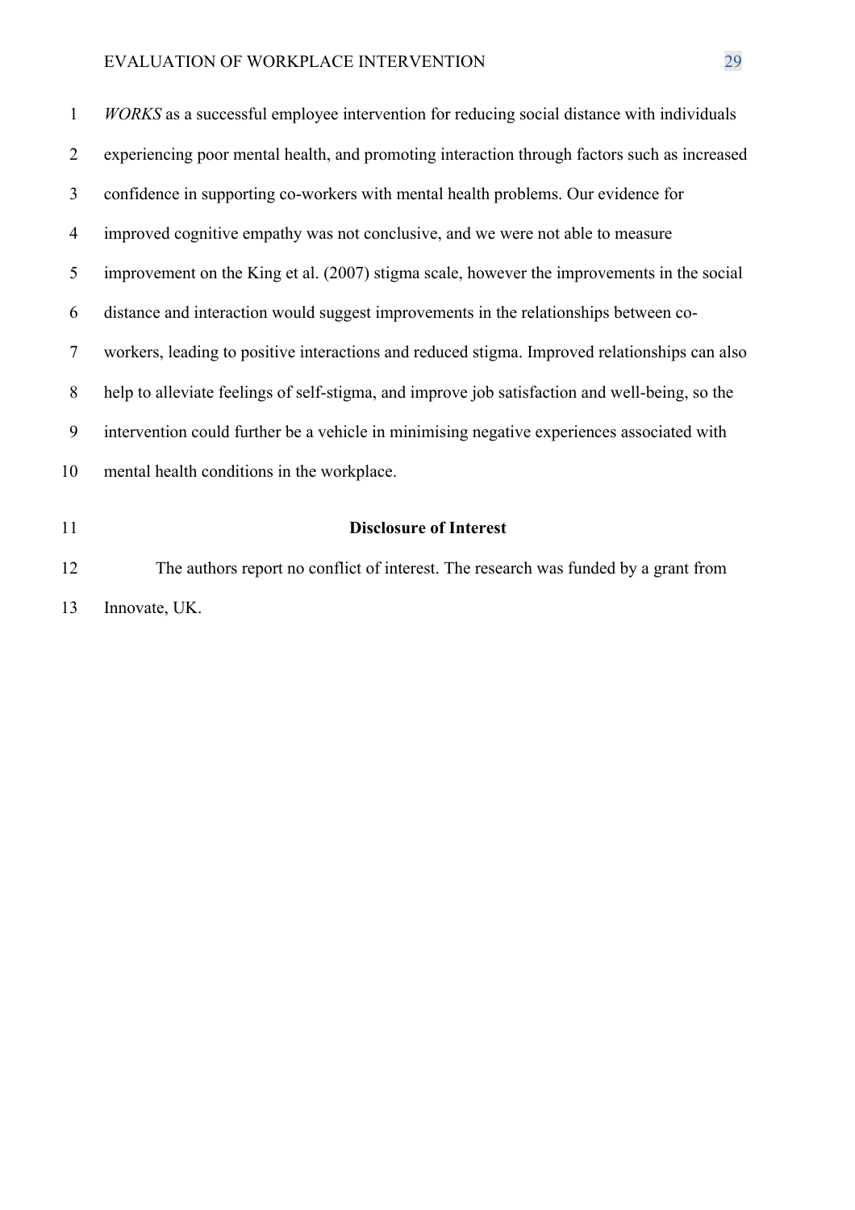*WORKS* as a successful employee intervention for reducing social distance with individuals experiencing poor mental health, and promoting interaction through factors such as increased confidence in supporting co-workers with mental health problems. Our evidence for improved cognitive empathy was not conclusive, and we were not able to measure improvement on the King et al. (2007) stigma scale, however the improvements in the social distance and interaction would suggest improvements in the relationships between co-workers, leading to positive interactions and reduced stigma. Improved relationships can also help to alleviate feelings of self-stigma, and improve job satisfaction and well-being, so the intervention could further be a vehicle in minimising negative experiences associated with mental health conditions in the workplace.

## Disclosure of Interest

The authors report no conflict of interest. The research was funded by a grant from Innovate, UK.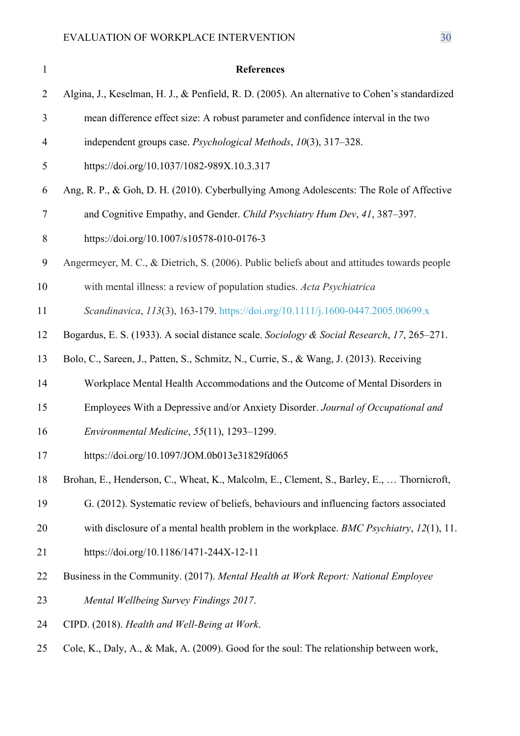## References

Algina, J., Keselman, H. J., & Penfield, R. D. (2005). An alternative to Cohen's standardized mean difference effect size: A robust parameter and confidence interval in the two independent groups case. *Psychological Methods*, *10*(3), 317–328. https://doi.org/10.1037/1082-989X.10.3.317

Ang, R. P., & Goh, D. H. (2010). Cyberbullying Among Adolescents: The Role of Affective and Cognitive Empathy, and Gender. *Child Psychiatry Hum Dev*, *41*, 387–397. https://doi.org/10.1007/s10578-010-0176-3

Angermeyer, M. C., & Dietrich, S. (2006). Public beliefs about and attitudes towards people with mental illness: a review of population studies. *Acta Psychiatrica Scandinavica*, *113*(3), 163-179. https://doi.org/10.1111/j.1600-0447.2005.00699.x

Bogardus, E. S. (1933). A social distance scale. *Sociology & Social Research*, *17*, 265–271.

Bolo, C., Sareen, J., Patten, S., Schmitz, N., Currie, S., & Wang, J. (2013). Receiving Workplace Mental Health Accommodations and the Outcome of Mental Disorders in Employees With a Depressive and/or Anxiety Disorder. *Journal of Occupational and Environmental Medicine*, *55*(11), 1293–1299. https://doi.org/10.1097/JOM.0b013e31829fd065

Brohan, E., Henderson, C., Wheat, K., Malcolm, E., Clement, S., Barley, E., … Thornicroft, G. (2012). Systematic review of beliefs, behaviours and influencing factors associated with disclosure of a mental health problem in the workplace. *BMC Psychiatry*, *12*(1), 11. https://doi.org/10.1186/1471-244X-12-11

Business in the Community. (2017). *Mental Health at Work Report: National Employee Mental Wellbeing Survey Findings 2017*.

CIPD. (2018). *Health and Well-Being at Work*.

Cole, K., Daly, A., & Mak, A. (2009). Good for the soul: The relationship between work,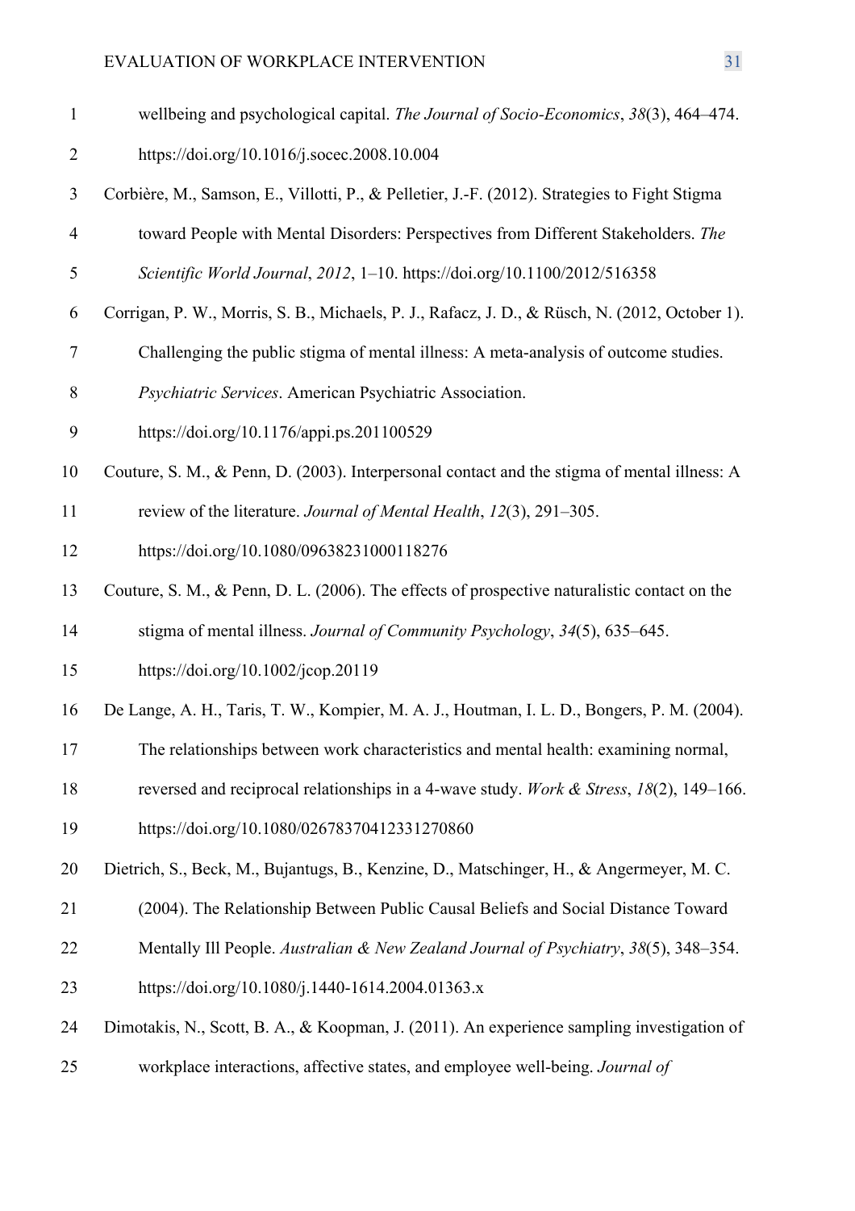wellbeing and psychological capital. *The Journal of Socio-Economics*, *38*(3), 464–474. https://doi.org/10.1016/j.socec.2008.10.004

Corbière, M., Samson, E., Villotti, P., & Pelletier, J.-F. (2012). Strategies to Fight Stigma toward People with Mental Disorders: Perspectives from Different Stakeholders. *The Scientific World Journal*, *2012*, 1–10. https://doi.org/10.1100/2012/516358

Corrigan, P. W., Morris, S. B., Michaels, P. J., Rafacz, J. D., & Rüsch, N. (2012, October 1). Challenging the public stigma of mental illness: A meta-analysis of outcome studies. *Psychiatric Services*. American Psychiatric Association. https://doi.org/10.1176/appi.ps.201100529

Couture, S. M., & Penn, D. (2003). Interpersonal contact and the stigma of mental illness: A review of the literature. *Journal of Mental Health*, *12*(3), 291–305. https://doi.org/10.1080/09638231000118276

Couture, S. M., & Penn, D. L. (2006). The effects of prospective naturalistic contact on the stigma of mental illness. *Journal of Community Psychology*, *34*(5), 635–645. https://doi.org/10.1002/jcop.20119

De Lange, A. H., Taris, T. W., Kompier, M. A. J., Houtman, I. L. D., Bongers, P. M. (2004). The relationships between work characteristics and mental health: examining normal, reversed and reciprocal relationships in a 4-wave study. *Work & Stress*, *18*(2), 149–166. https://doi.org/10.1080/02678370412331270860

Dietrich, S., Beck, M., Bujantugs, B., Kenzine, D., Matschinger, H., & Angermeyer, M. C. (2004). The Relationship Between Public Causal Beliefs and Social Distance Toward Mentally Ill People. *Australian & New Zealand Journal of Psychiatry*, *38*(5), 348–354. https://doi.org/10.1080/j.1440-1614.2004.01363.x

Dimotakis, N., Scott, B. A., & Koopman, J. (2011). An experience sampling investigation of workplace interactions, affective states, and employee well-being. *Journal of*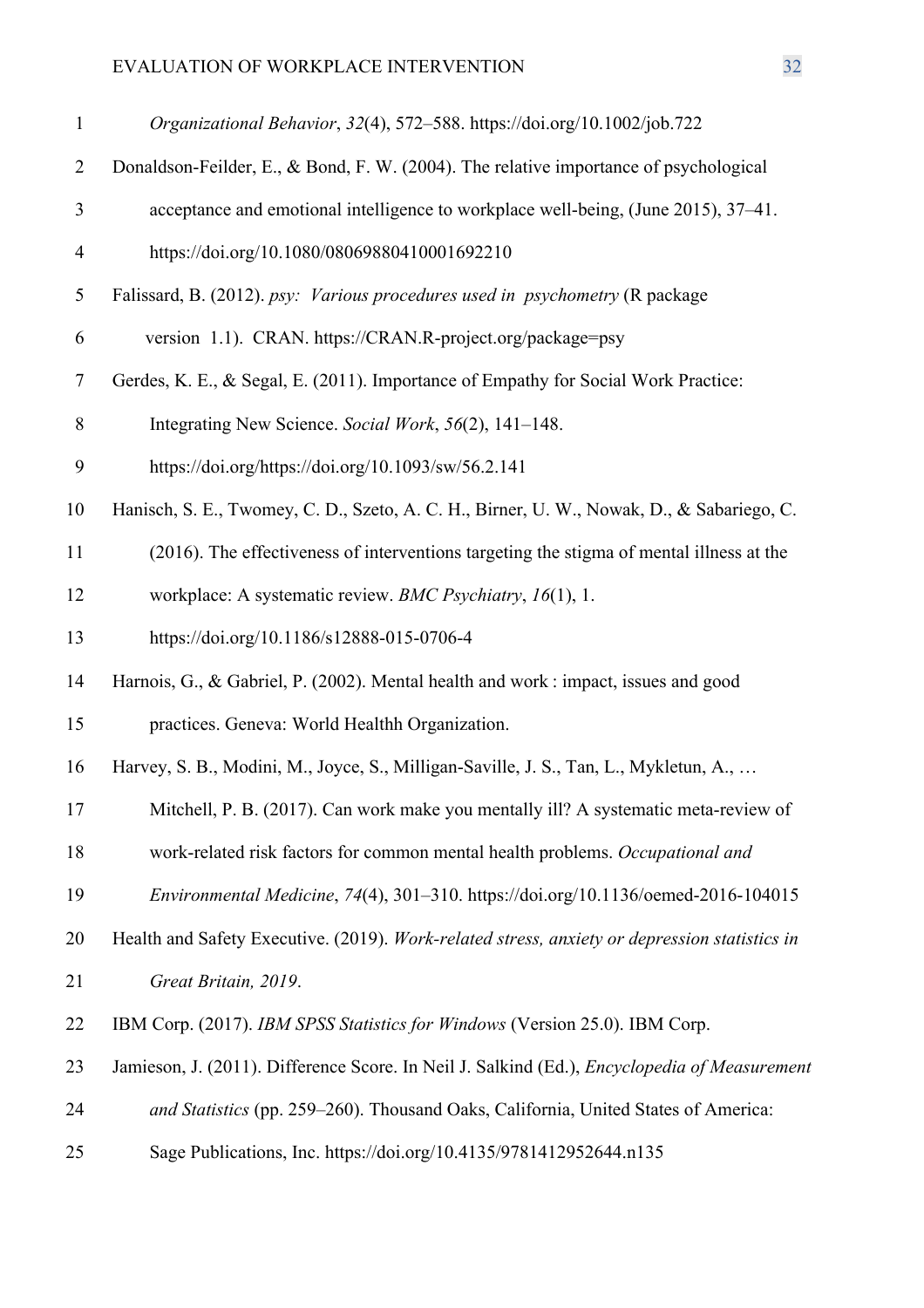*Organizational Behavior*, *32*(4), 572–588. https://doi.org/10.1002/job.722

Donaldson-Feilder, E., & Bond, F. W. (2004). The relative importance of psychological acceptance and emotional intelligence to workplace well-being, (June 2015), 37–41. https://doi.org/10.1080/03069880410001692210

Falissard, B. (2012). *psy: Various procedures used in psychometry* (R package version 1.1). CRAN. https://CRAN.R-project.org/package=psy

Gerdes, K. E., & Segal, E. (2011). Importance of Empathy for Social Work Practice: Integrating New Science. *Social Work*, *56*(2), 141–148. https://doi.org/https://doi.org/10.1093/sw/56.2.141

Hanisch, S. E., Twomey, C. D., Szeto, A. C. H., Birner, U. W., Nowak, D., & Sabariego, C. (2016). The effectiveness of interventions targeting the stigma of mental illness at the workplace: A systematic review. *BMC Psychiatry*, *16*(1), 1. https://doi.org/10.1186/s12888-015-0706-4

Harnois, G., & Gabriel, P. (2002). Mental health and work : impact, issues and good practices. Geneva: World Healthh Organization.

Harvey, S. B., Modini, M., Joyce, S., Milligan-Saville, J. S., Tan, L., Mykletun, A., … Mitchell, P. B. (2017). Can work make you mentally ill? A systematic meta-review of work-related risk factors for common mental health problems. *Occupational and Environmental Medicine*, *74*(4), 301–310. https://doi.org/10.1136/oemed-2016-104015

Health and Safety Executive. (2019). *Work-related stress, anxiety or depression statistics in Great Britain, 2019*.

IBM Corp. (2017). *IBM SPSS Statistics for Windows* (Version 25.0). IBM Corp.

Jamieson, J. (2011). Difference Score. In Neil J. Salkind (Ed.), *Encyclopedia of Measurement and Statistics* (pp. 259–260). Thousand Oaks, California, United States of America: Sage Publications, Inc. https://doi.org/10.4135/9781412952644.n135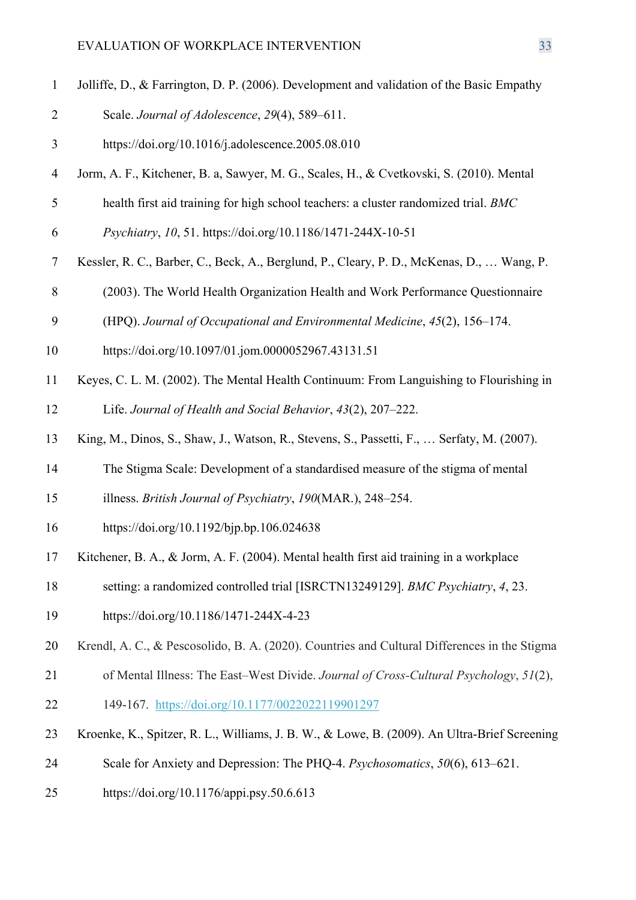Jolliffe, D., & Farrington, D. P. (2006). Development and validation of the Basic Empathy Scale. *Journal of Adolescence*, *29*(4), 589–611. https://doi.org/10.1016/j.adolescence.2005.08.010

Jorm, A. F., Kitchener, B. a, Sawyer, M. G., Scales, H., & Cvetkovski, S. (2010). Mental health first aid training for high school teachers: a cluster randomized trial. *BMC Psychiatry*, *10*, 51. https://doi.org/10.1186/1471-244X-10-51

Kessler, R. C., Barber, C., Beck, A., Berglund, P., Cleary, P. D., McKenas, D., … Wang, P. (2003). The World Health Organization Health and Work Performance Questionnaire (HPQ). *Journal of Occupational and Environmental Medicine*, *45*(2), 156–174. https://doi.org/10.1097/01.jom.0000052967.43131.51

Keyes, C. L. M. (2002). The Mental Health Continuum: From Languishing to Flourishing in Life. *Journal of Health and Social Behavior*, *43*(2), 207–222.

King, M., Dinos, S., Shaw, J., Watson, R., Stevens, S., Passetti, F., … Serfaty, M. (2007). The Stigma Scale: Development of a standardised measure of the stigma of mental illness. *British Journal of Psychiatry*, *190*(MAR.), 248–254. https://doi.org/10.1192/bjp.bp.106.024638

Kitchener, B. A., & Jorm, A. F. (2004). Mental health first aid training in a workplace setting: a randomized controlled trial [ISRCTN13249129]. *BMC Psychiatry*, *4*, 23. https://doi.org/10.1186/1471-244X-4-23

Krendl, A. C., & Pescosolido, B. A. (2020). Countries and Cultural Differences in the Stigma of Mental Illness: The East–West Divide. *Journal of Cross-Cultural Psychology*, *51*(2), 149-167. https://doi.org/10.1177/0022022119901297

Kroenke, K., Spitzer, R. L., Williams, J. B. W., & Lowe, B. (2009). An Ultra-Brief Screening Scale for Anxiety and Depression: The PHQ-4. *Psychosomatics*, *50*(6), 613–621. https://doi.org/10.1176/appi.psy.50.6.613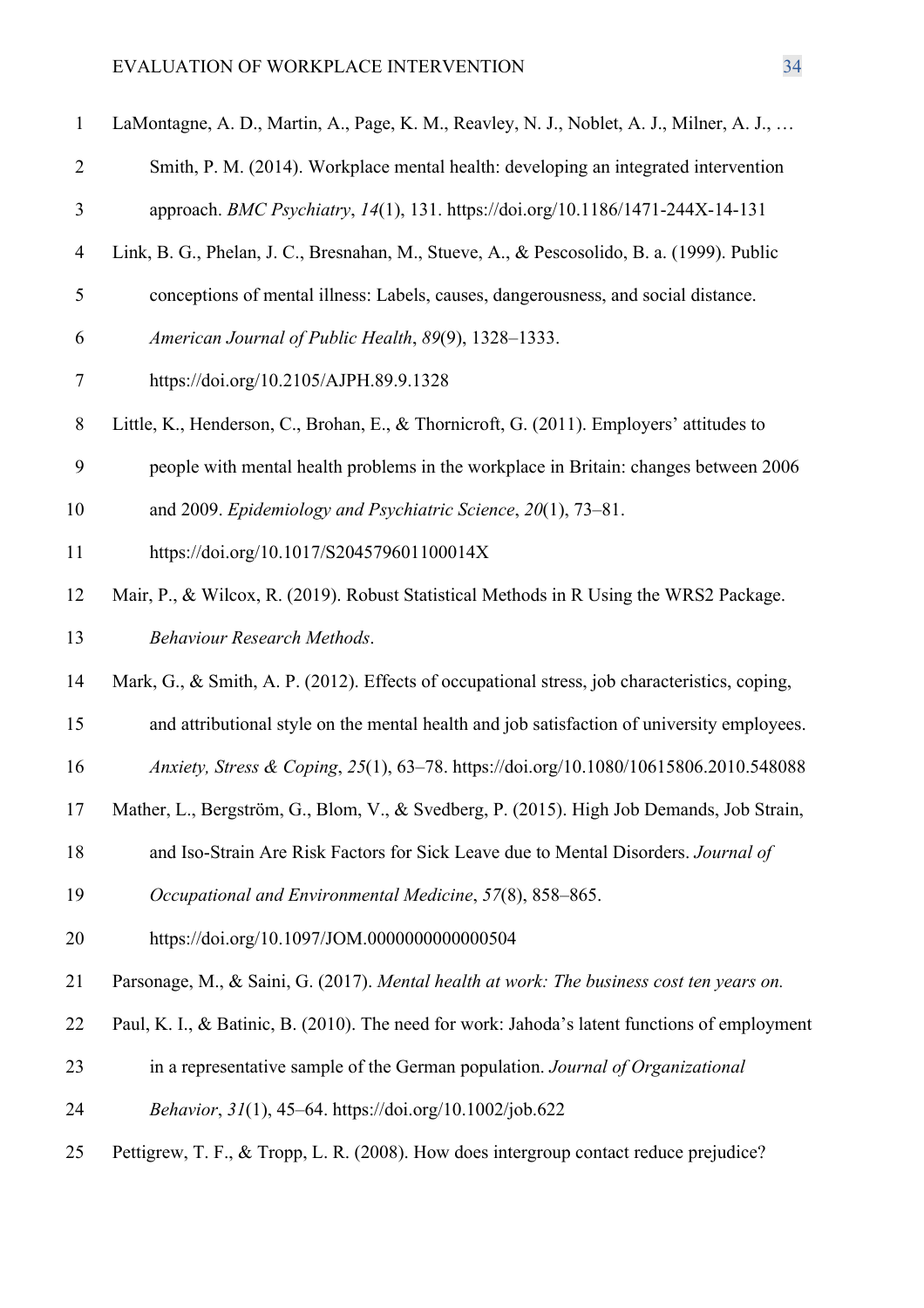LaMontagne, A. D., Martin, A., Page, K. M., Reavley, N. J., Noblet, A. J., Milner, A. J., … Smith, P. M. (2014). Workplace mental health: developing an integrated intervention approach. *BMC Psychiatry*, *14*(1), 131. https://doi.org/10.1186/1471-244X-14-131

Link, B. G., Phelan, J. C., Bresnahan, M., Stueve, A., & Pescosolido, B. a. (1999). Public conceptions of mental illness: Labels, causes, dangerousness, and social distance. *American Journal of Public Health*, *89*(9), 1328–1333. https://doi.org/10.2105/AJPH.89.9.1328

Little, K., Henderson, C., Brohan, E., & Thornicroft, G. (2011). Employers' attitudes to people with mental health problems in the workplace in Britain: changes between 2006 and 2009. *Epidemiology and Psychiatric Science*, *20*(1), 73–81. https://doi.org/10.1017/S204579601100014X

Mair, P., & Wilcox, R. (2019). Robust Statistical Methods in R Using the WRS2 Package. *Behaviour Research Methods*.

Mark, G., & Smith, A. P. (2012). Effects of occupational stress, job characteristics, coping, and attributional style on the mental health and job satisfaction of university employees. *Anxiety, Stress & Coping*, *25*(1), 63–78. https://doi.org/10.1080/10615806.2010.548088

Mather, L., Bergström, G., Blom, V., & Svedberg, P. (2015). High Job Demands, Job Strain, and Iso-Strain Are Risk Factors for Sick Leave due to Mental Disorders. *Journal of Occupational and Environmental Medicine*, *57*(8), 858–865. https://doi.org/10.1097/JOM.0000000000000504

Parsonage, M., & Saini, G. (2017). *Mental health at work: The business cost ten years on.*

Paul, K. I., & Batinic, B. (2010). The need for work: Jahoda's latent functions of employment in a representative sample of the German population. *Journal of Organizational Behavior*, *31*(1), 45–64. https://doi.org/10.1002/job.622

Pettigrew, T. F., & Tropp, L. R. (2008). How does intergroup contact reduce prejudice?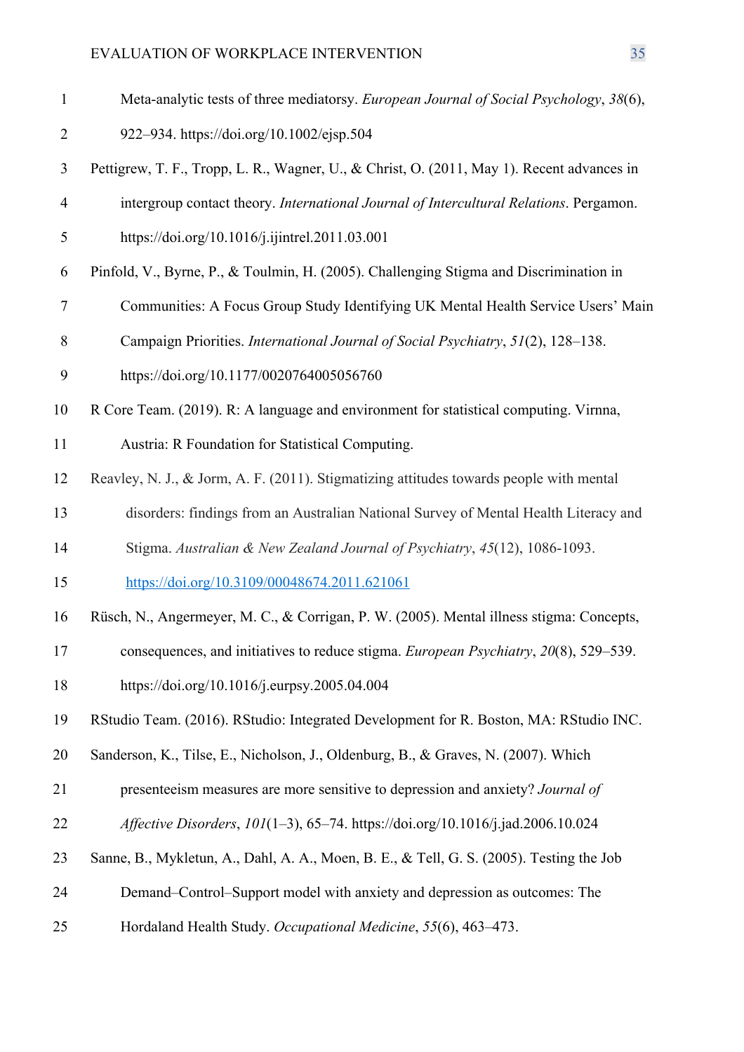Meta-analytic tests of three mediatorsy. *European Journal of Social Psychology*, *38*(6), 922–934. https://doi.org/10.1002/ejsp.504

Pettigrew, T. F., Tropp, L. R., Wagner, U., & Christ, O. (2011, May 1). Recent advances in intergroup contact theory. *International Journal of Intercultural Relations*. Pergamon. https://doi.org/10.1016/j.ijintrel.2011.03.001

Pinfold, V., Byrne, P., & Toulmin, H. (2005). Challenging Stigma and Discrimination in Communities: A Focus Group Study Identifying UK Mental Health Service Users' Main Campaign Priorities. *International Journal of Social Psychiatry*, *51*(2), 128–138. https://doi.org/10.1177/0020764005056760

R Core Team. (2019). R: A language and environment for statistical computing. Virnna, Austria: R Foundation for Statistical Computing.

Reavley, N. J., & Jorm, A. F. (2011). Stigmatizing attitudes towards people with mental disorders: findings from an Australian National Survey of Mental Health Literacy and Stigma. *Australian & New Zealand Journal of Psychiatry*, *45*(12), 1086-1093. https://doi.org/10.3109/00048674.2011.621061

Rüsch, N., Angermeyer, M. C., & Corrigan, P. W. (2005). Mental illness stigma: Concepts, consequences, and initiatives to reduce stigma. *European Psychiatry*, *20*(8), 529–539. https://doi.org/10.1016/j.eurpsy.2005.04.004

RStudio Team. (2016). RStudio: Integrated Development for R. Boston, MA: RStudio INC.

Sanderson, K., Tilse, E., Nicholson, J., Oldenburg, B., & Graves, N. (2007). Which presenteeism measures are more sensitive to depression and anxiety? *Journal of Affective Disorders*, *101*(1–3), 65–74. https://doi.org/10.1016/j.jad.2006.10.024

Sanne, B., Mykletun, A., Dahl, A. A., Moen, B. E., & Tell, G. S. (2005). Testing the Job Demand–Control–Support model with anxiety and depression as outcomes: The Hordaland Health Study. *Occupational Medicine*, *55*(6), 463–473.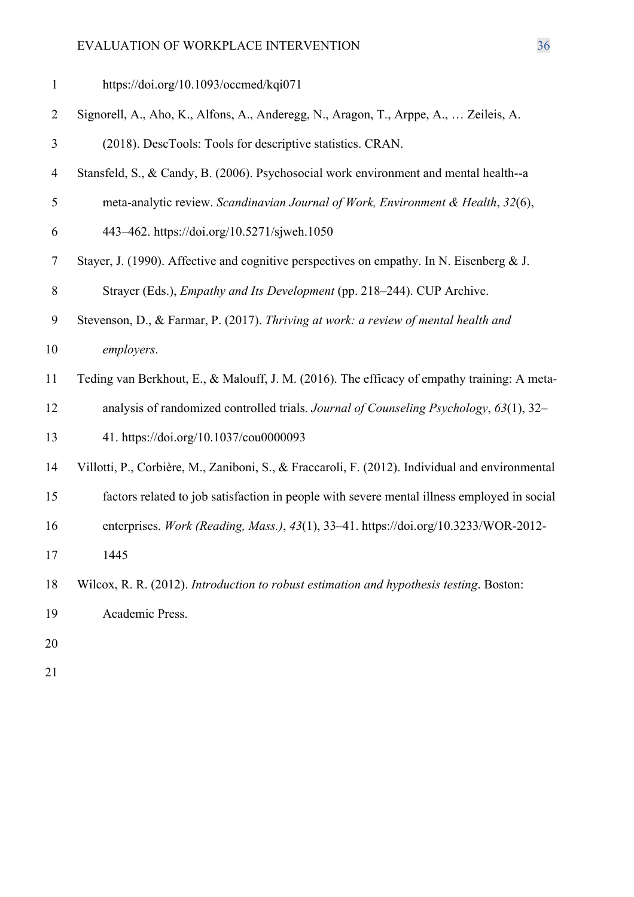https://doi.org/10.1093/occmed/kqi071

Signorell, A., Aho, K., Alfons, A., Anderegg, N., Aragon, T., Arppe, A., … Zeileis, A. (2018). DescTools: Tools for descriptive statistics. CRAN.

Stansfeld, S., & Candy, B. (2006). Psychosocial work environment and mental health--a meta-analytic review. *Scandinavian Journal of Work, Environment & Health*, *32*(6), 443–462. https://doi.org/10.5271/sjweh.1050

Stayer, J. (1990). Affective and cognitive perspectives on empathy. In N. Eisenberg & J. Strayer (Eds.), *Empathy and Its Development* (pp. 218–244). CUP Archive.

Stevenson, D., & Farmar, P. (2017). *Thriving at work: a review of mental health and employers*.

Teding van Berkhout, E., & Malouff, J. M. (2016). The efficacy of empathy training: A meta-analysis of randomized controlled trials. *Journal of Counseling Psychology*, *63*(1), 32–41. https://doi.org/10.1037/cou0000093

Villotti, P., Corbière, M., Zaniboni, S., & Fraccaroli, F. (2012). Individual and environmental factors related to job satisfaction in people with severe mental illness employed in social enterprises. *Work (Reading, Mass.)*, *43*(1), 33–41. https://doi.org/10.3233/WOR-2012-1445

Wilcox, R. R. (2012). *Introduction to robust estimation and hypothesis testing*. Boston: Academic Press.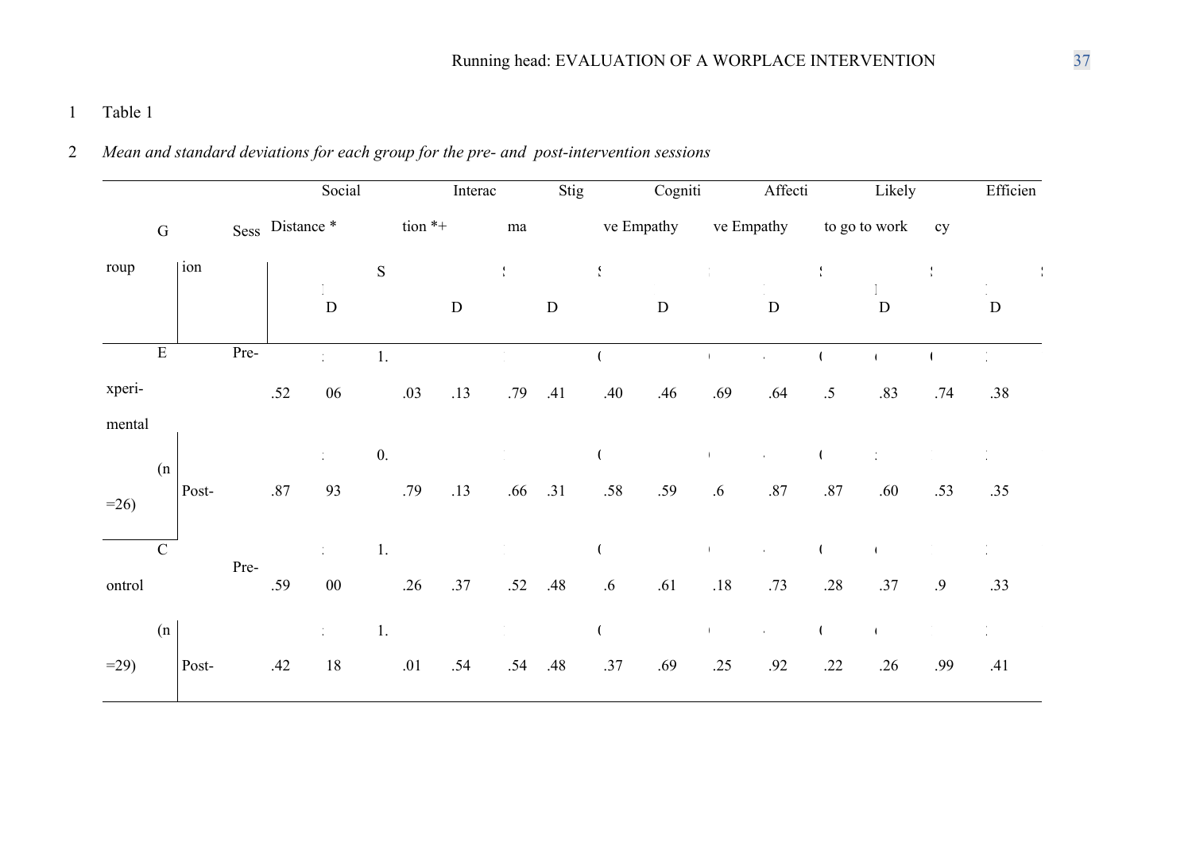Table 1

*Mean and standard deviations for each group for the pre- and post-intervention sessions*

| Group | Session | Social Distance * | | Interaction *+ | | Stigma | | Cognitive Empathy | | Affective Empathy | | Likely to go to work | | Efficiency | |
|---|---|---|---|---|---|---|---|---|---|---|---|---|---|---|---|
| | | M | SD | M | SD | M | SD | M | SD | M | SD | M | SD | M | SD |
| Experi-mental (n=26) | Pre- | .52 | 06 | 1. .03 | .13 | .79 | .41 | .40 | .46 | .69 | .64 | .5 | .83 | .74 | .38 |
| | Post- | .87 | 93 | 0. .79 | .13 | .66 | .31 | .58 | .59 | .6 | .87 | .87 | .60 | .53 | .35 |
| Control (n=29) | Pre- | .59 | 00 | 1. .26 | .37 | .52 | .48 | .6 | .61 | .18 | .73 | .28 | .37 | .9 | .33 |
| | Post- | .42 | 18 | 1. .01 | .54 | .54 | .48 | .37 | .69 | .25 | .92 | .22 | .26 | .99 | .41 |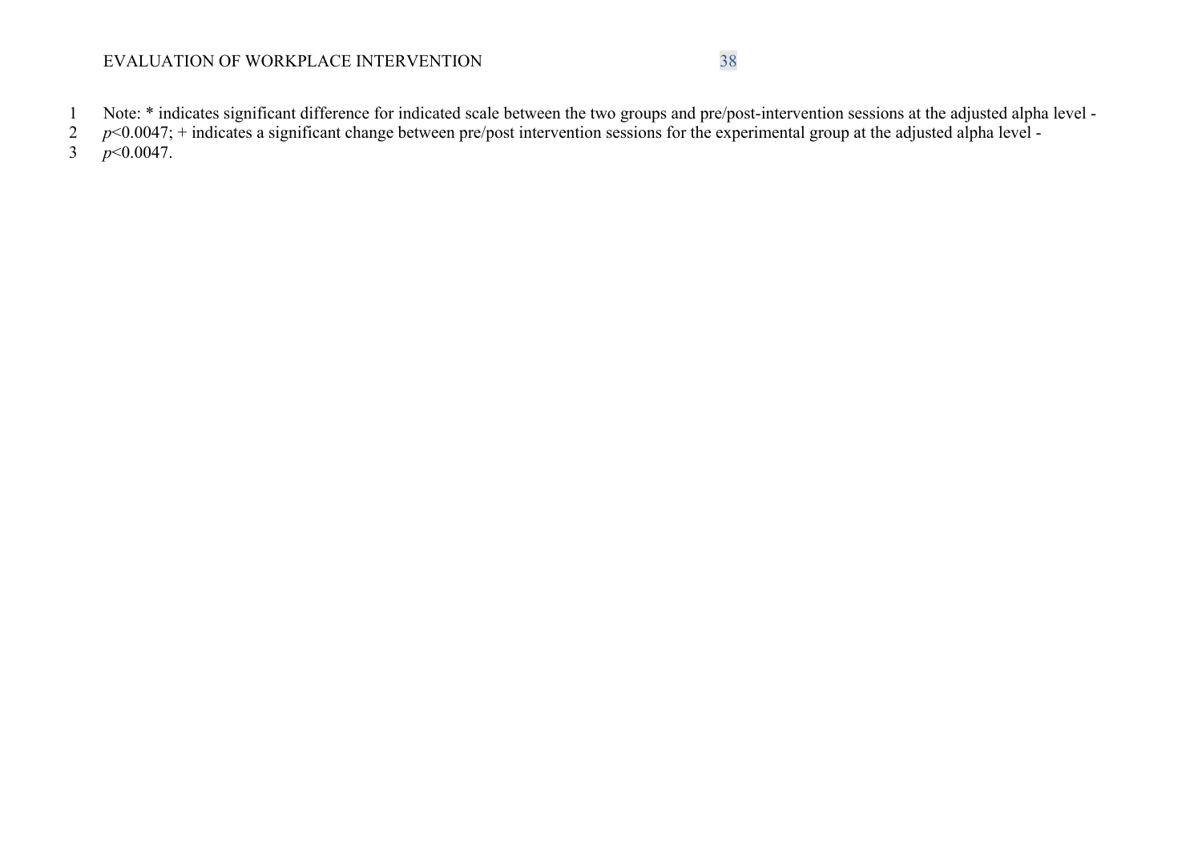Note: * indicates significant difference for indicated scale between the two groups and pre/post-intervention sessions at the adjusted alpha level - $p<0.0047$; + indicates a significant change between pre/post intervention sessions for the experimental group at the adjusted alpha level - $p<0.0047$.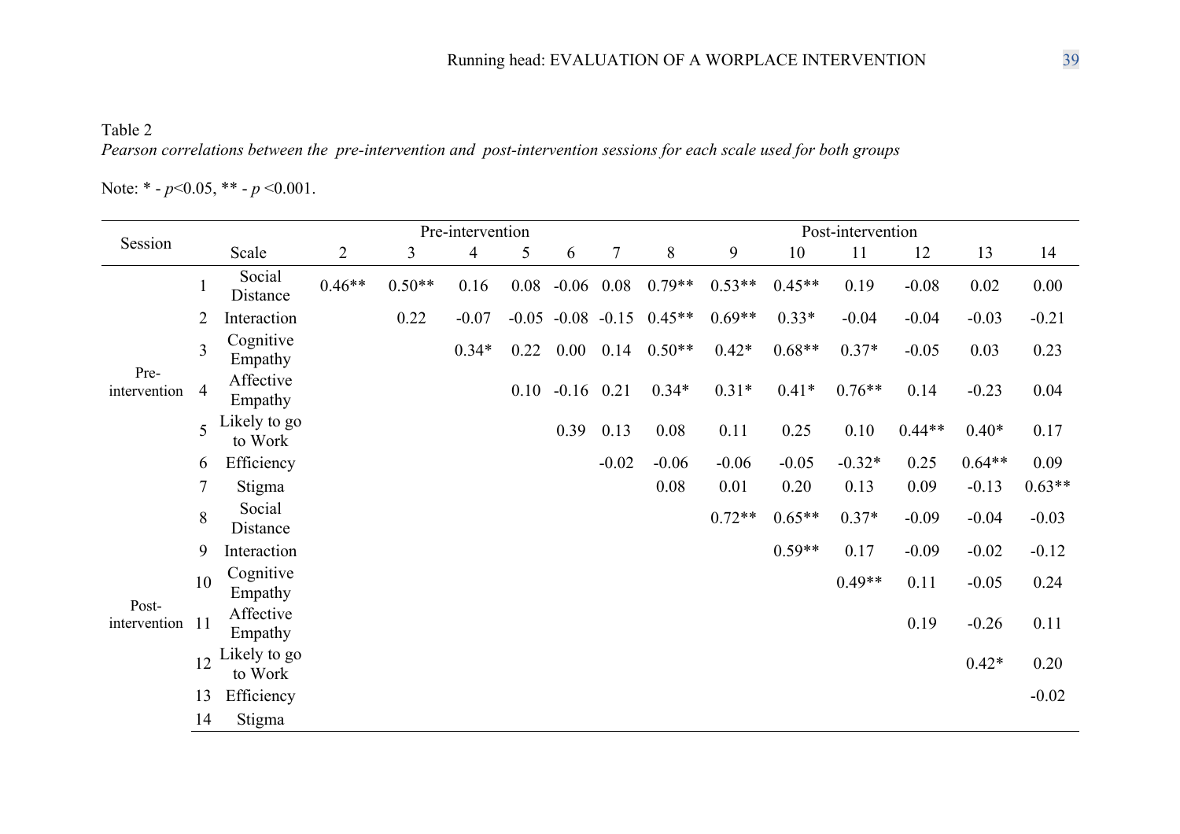Table 2

*Pearson correlations between the pre-intervention and post-intervention sessions for each scale used for both groups*

Note: * - $p$<0.05, ** - $p$ <0.001.

| Session | | Scale | 2 | 3 | 4 | 5 | 6 | 7 | 8 | 9 | 10 | 11 | 12 | 13 | 14 |
|---|---|---|---|---|---|---|---|---|---|---|---|---|---|---|---|
| | | | Pre-intervention | | | | | | Post-intervention | | | | | | |
| Pre-intervention | 1 | Social Distance | 0.46** | 0.50** | 0.16 | 0.08 | -0.06 | 0.08 | 0.79** | 0.53** | 0.45** | 0.19 | -0.08 | 0.02 | 0.00 |
| | 2 | Interaction | | 0.22 | -0.07 | -0.05 | -0.08 | -0.15 | 0.45** | 0.69** | 0.33* | -0.04 | -0.04 | -0.03 | -0.21 |
| | 3 | Cognitive Empathy | | | 0.34* | 0.22 | 0.00 | 0.14 | 0.50** | 0.42* | 0.68** | 0.37* | -0.05 | 0.03 | 0.23 |
| | 4 | Affective Empathy | | | | 0.10 | -0.16 | 0.21 | 0.34* | 0.31* | 0.41* | 0.76** | 0.14 | -0.23 | 0.04 |
| | 5 | Likely to go to Work | | | | | 0.39 | 0.13 | 0.08 | 0.11 | 0.25 | 0.10 | 0.44** | 0.40* | 0.17 |
| | 6 | Efficiency | | | | | | -0.02 | -0.06 | -0.06 | -0.05 | -0.32* | 0.25 | 0.64** | 0.09 |
| | 7 | Stigma | | | | | | | 0.08 | 0.01 | 0.20 | 0.13 | 0.09 | -0.13 | 0.63** |
| Post-intervention | 8 | Social Distance | | | | | | | | 0.72** | 0.65** | 0.37* | -0.09 | -0.04 | -0.03 |
| | 9 | Interaction | | | | | | | | | 0.59** | 0.17 | -0.09 | -0.02 | -0.12 |
| | 10 | Cognitive Empathy | | | | | | | | | | 0.49** | 0.11 | -0.05 | 0.24 |
| | 11 | Affective Empathy | | | | | | | | | | | 0.19 | -0.26 | 0.11 |
| | 12 | Likely to go to Work | | | | | | | | | | | | 0.42* | 0.20 |
| | 13 | Efficiency | | | | | | | | | | | | | -0.02 |
| | 14 | Stigma | | | | | | | | | | | | | |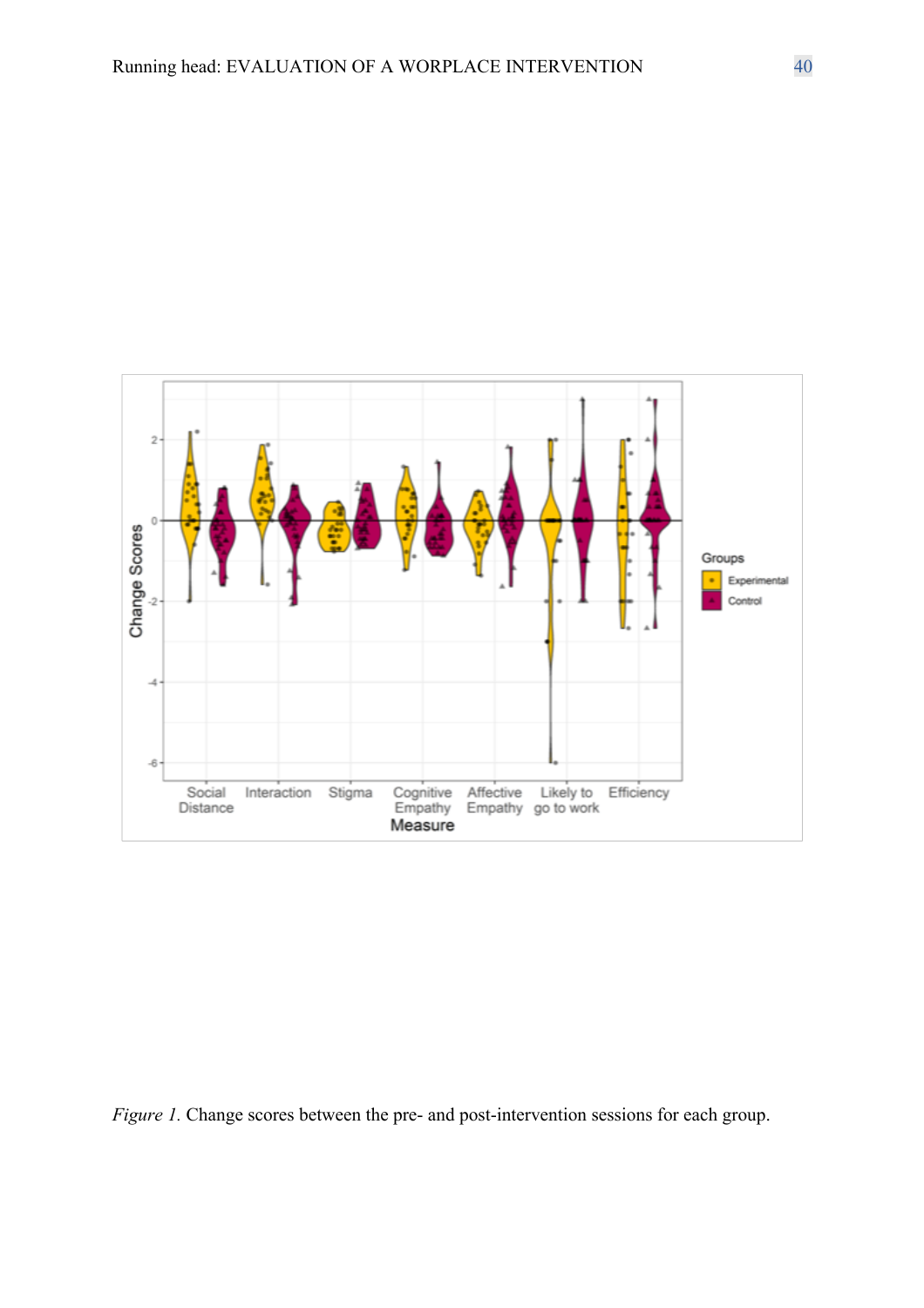*Figure 1.* Change scores between the pre- and post-intervention sessions for each group.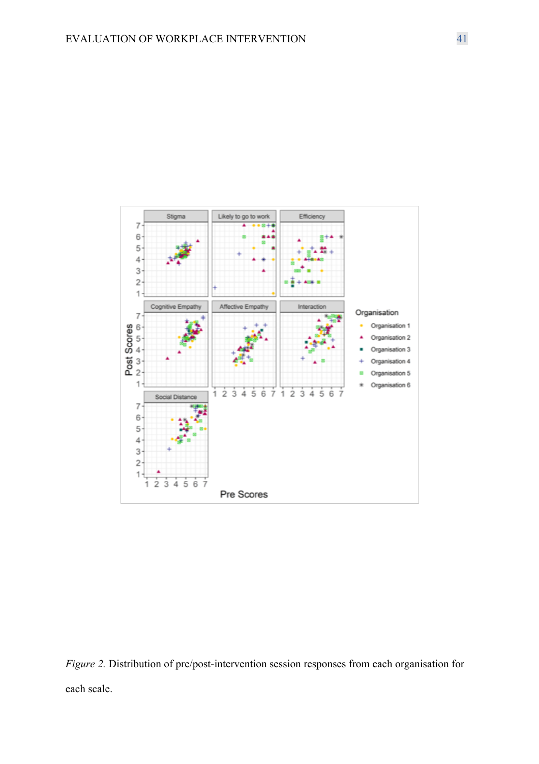Stigma

Likely to go to work

Efficiency

Cognitive Empathy

Affective Empathy

Interaction

Social Distance

Post Scores

Pre Scores

1 2 3 4 5 6 7

Organisation

Organisation 1

Organisation 2

Organisation 3

Organisation 4

Organisation 5

Organisation 6

*Figure 2.* Distribution of pre/post-intervention session responses from each organisation for each scale.